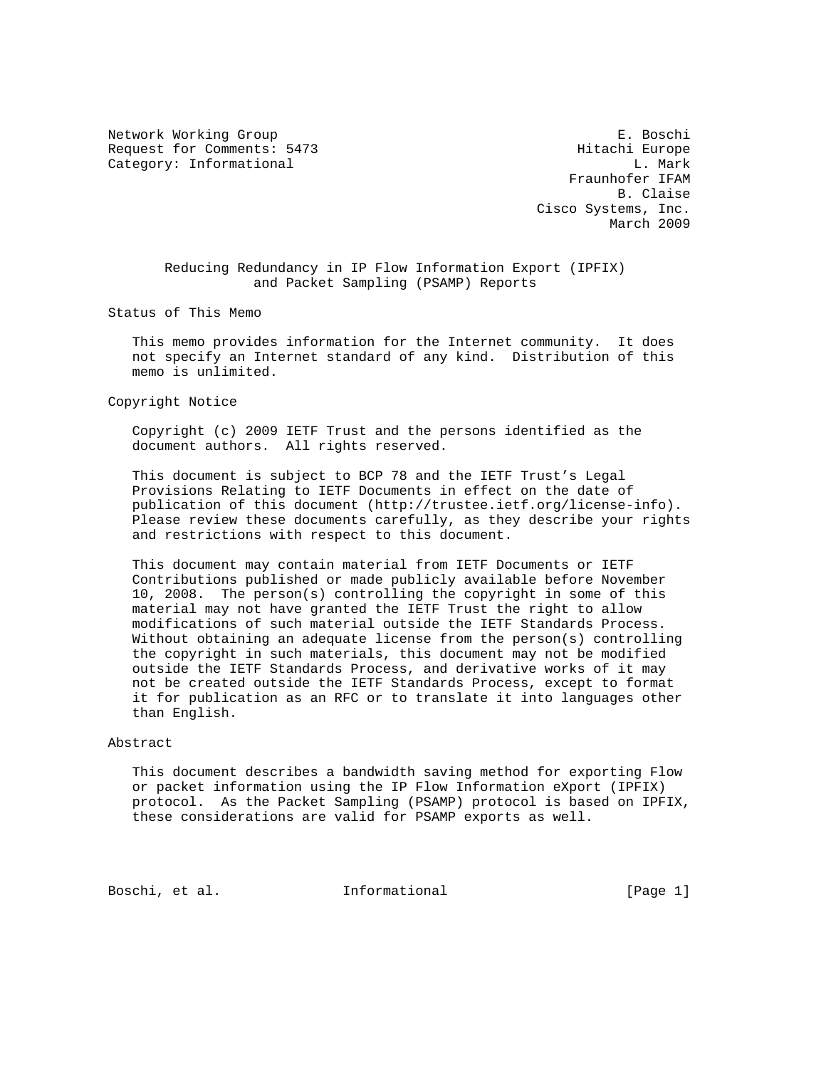Network Working Group E. Boschi
Request for Comments: 5473 Hitachi Europe
Category: Informational L. Mark
Fraunhofer IFAM
B. Claise
Cisco Systems, Inc.
March 2009

# Reducing Redundancy in IP Flow Information Export (IPFIX) and Packet Sampling (PSAMP) Reports

## Status of This Memo

This memo provides information for the Internet community. It does not specify an Internet standard of any kind. Distribution of this memo is unlimited.

## Copyright Notice

Copyright (c) 2009 IETF Trust and the persons identified as the document authors. All rights reserved.

This document is subject to BCP 78 and the IETF Trust's Legal Provisions Relating to IETF Documents in effect on the date of publication of this document (http://trustee.ietf.org/license-info). Please review these documents carefully, as they describe your rights and restrictions with respect to this document.

This document may contain material from IETF Documents or IETF Contributions published or made publicly available before November 10, 2008. The person(s) controlling the copyright in some of this material may not have granted the IETF Trust the right to allow modifications of such material outside the IETF Standards Process. Without obtaining an adequate license from the person(s) controlling the copyright in such materials, this document may not be modified outside the IETF Standards Process, and derivative works of it may not be created outside the IETF Standards Process, except to format it for publication as an RFC or to translate it into languages other than English.

## Abstract

This document describes a bandwidth saving method for exporting Flow or packet information using the IP Flow Information eXport (IPFIX) protocol. As the Packet Sampling (PSAMP) protocol is based on IPFIX, these considerations are valid for PSAMP exports as well.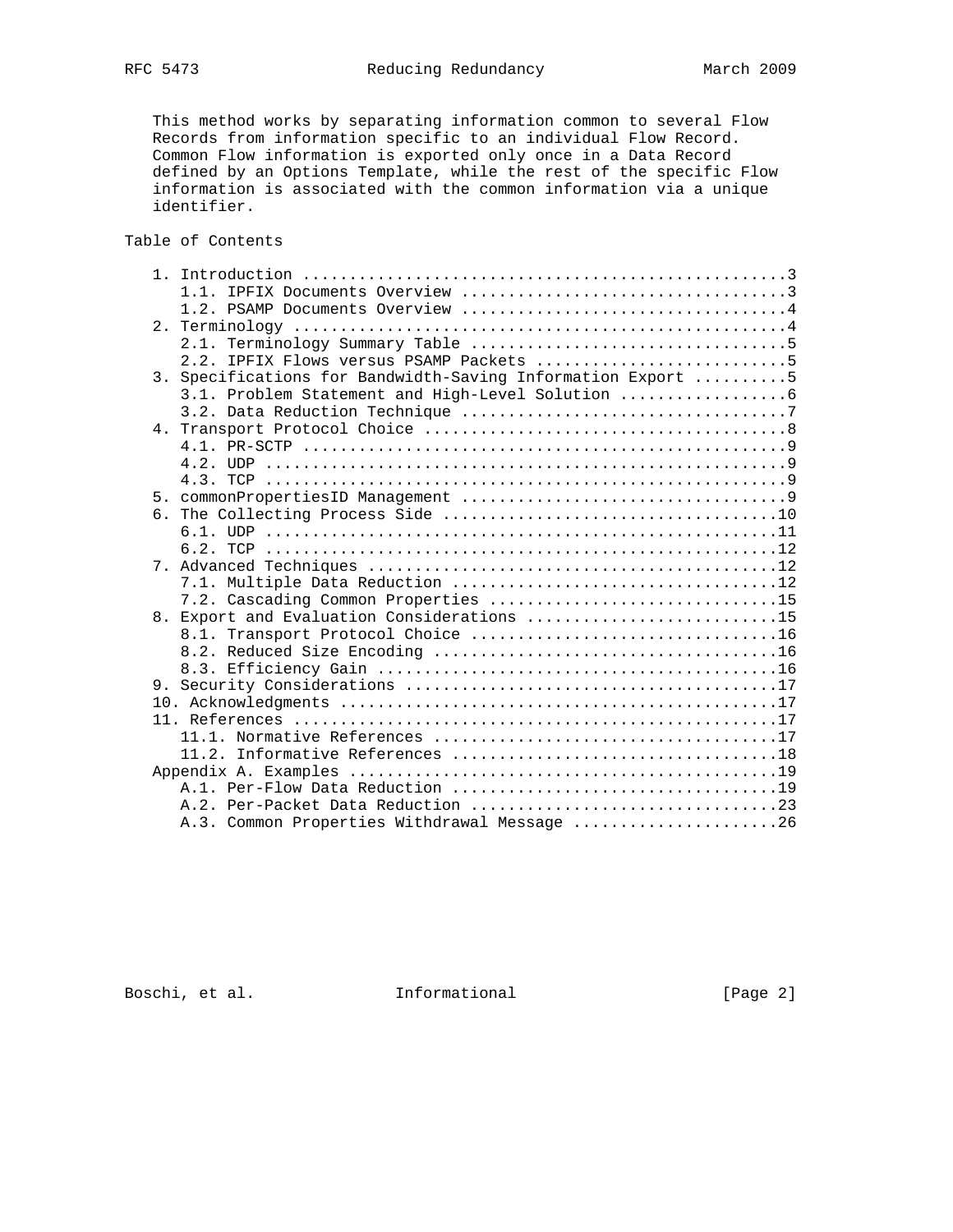This method works by separating information common to several Flow Records from information specific to an individual Flow Record. Common Flow information is exported only once in a Data Record defined by an Options Template, while the rest of the specific Flow information is associated with the common information via a unique identifier.

## Table of Contents

```
   1. Introduction ....................................................3
      1.1. IPFIX Documents Overview ...................................3
      1.2. PSAMP Documents Overview ...................................4
   2. Terminology .....................................................4
      2.1. Terminology Summary Table ..................................5
      2.2. IPFIX Flows versus PSAMP Packets ...........................5
   3. Specifications for Bandwidth-Saving Information Export ..........5
      3.1. Problem Statement and High-Level Solution ..................6
      3.2. Data Reduction Technique ...................................7
   4. Transport Protocol Choice .......................................8
      4.1. PR-SCTP ....................................................9
      4.2. UDP ........................................................9
      4.3. TCP ........................................................9
   5. commonPropertiesID Management ...................................9
   6. The Collecting Process Side ....................................10
      6.1. UDP .......................................................11
      6.2. TCP .......................................................12
   7. Advanced Techniques ............................................12
      7.1. Multiple Data Reduction ...................................12
      7.2. Cascading Common Properties ...............................15
   8. Export and Evaluation Considerations ...........................15
      8.1. Transport Protocol Choice .................................16
      8.2. Reduced Size Encoding .....................................16
      8.3. Efficiency Gain ...........................................16
   9. Security Considerations ........................................17
   10. Acknowledgments ...............................................17
   11. References ....................................................17
      11.1. Normative References .....................................17
      11.2. Informative References ...................................18
   Appendix A. Examples ..............................................19
      A.1. Per-Flow Data Reduction ...................................19
      A.2. Per-Packet Data Reduction .................................23
      A.3. Common Properties Withdrawal Message ......................26
```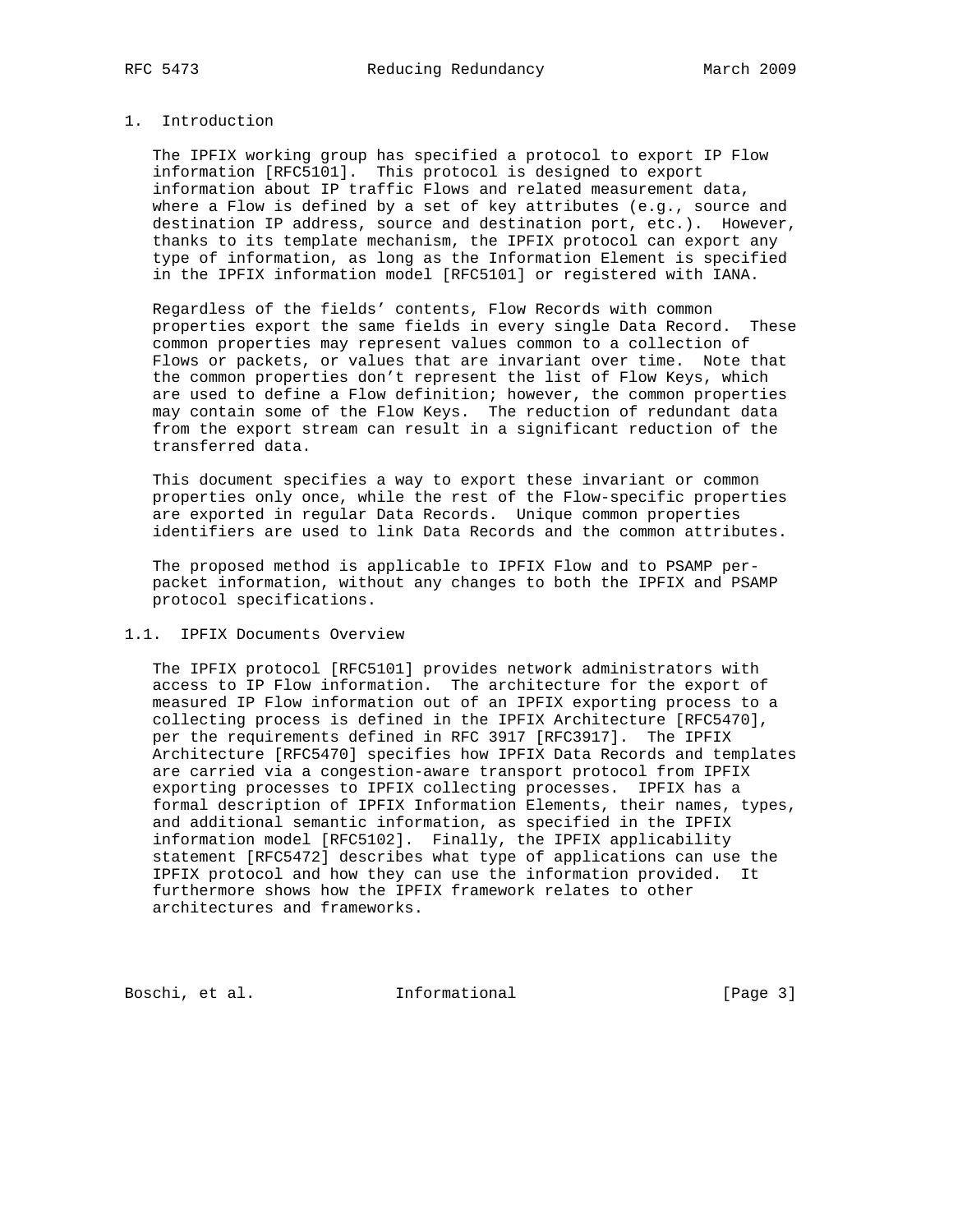# 1. Introduction

The IPFIX working group has specified a protocol to export IP Flow information [RFC5101]. This protocol is designed to export information about IP traffic Flows and related measurement data, where a Flow is defined by a set of key attributes (e.g., source and destination IP address, source and destination port, etc.). However, thanks to its template mechanism, the IPFIX protocol can export any type of information, as long as the Information Element is specified in the IPFIX information model [RFC5101] or registered with IANA.

Regardless of the fields' contents, Flow Records with common properties export the same fields in every single Data Record. These common properties may represent values common to a collection of Flows or packets, or values that are invariant over time. Note that the common properties don't represent the list of Flow Keys, which are used to define a Flow definition; however, the common properties may contain some of the Flow Keys. The reduction of redundant data from the export stream can result in a significant reduction of the transferred data.

This document specifies a way to export these invariant or common properties only once, while the rest of the Flow-specific properties are exported in regular Data Records. Unique common properties identifiers are used to link Data Records and the common attributes.

The proposed method is applicable to IPFIX Flow and to PSAMP per-packet information, without any changes to both the IPFIX and PSAMP protocol specifications.

## 1.1. IPFIX Documents Overview

The IPFIX protocol [RFC5101] provides network administrators with access to IP Flow information. The architecture for the export of measured IP Flow information out of an IPFIX exporting process to a collecting process is defined in the IPFIX Architecture [RFC5470], per the requirements defined in RFC 3917 [RFC3917]. The IPFIX Architecture [RFC5470] specifies how IPFIX Data Records and templates are carried via a congestion-aware transport protocol from IPFIX exporting processes to IPFIX collecting processes. IPFIX has a formal description of IPFIX Information Elements, their names, types, and additional semantic information, as specified in the IPFIX information model [RFC5102]. Finally, the IPFIX applicability statement [RFC5472] describes what type of applications can use the IPFIX protocol and how they can use the information provided. It furthermore shows how the IPFIX framework relates to other architectures and frameworks.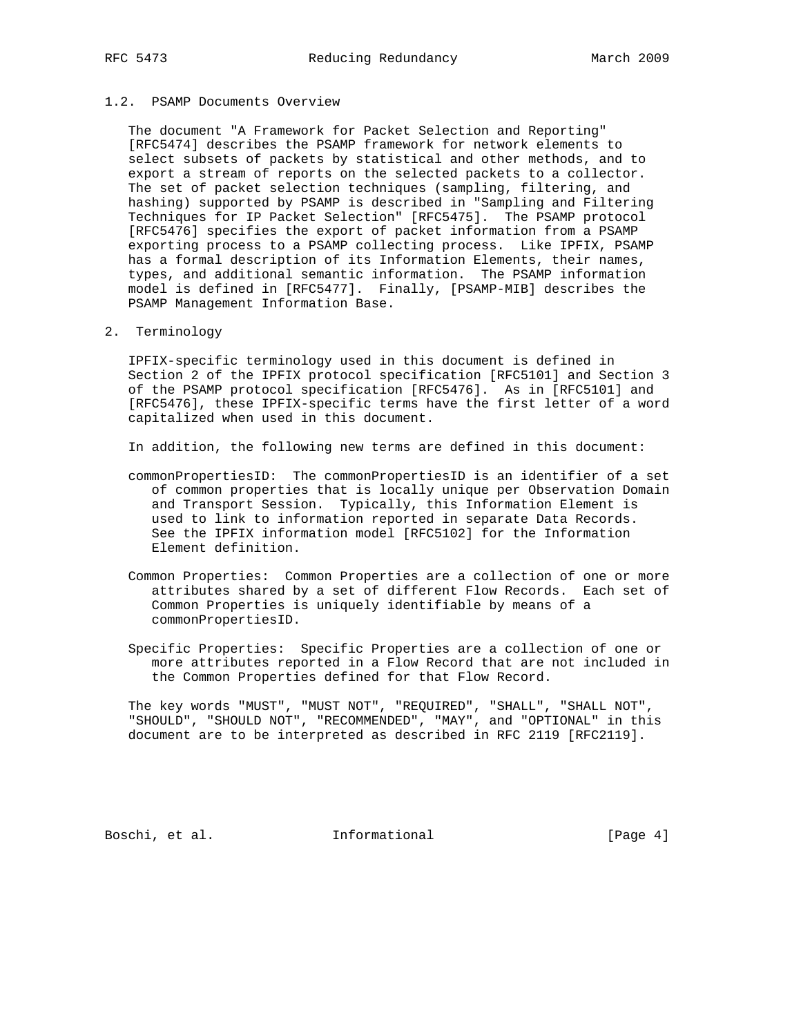### 1.2. PSAMP Documents Overview

The document "A Framework for Packet Selection and Reporting" [RFC5474] describes the PSAMP framework for network elements to select subsets of packets by statistical and other methods, and to export a stream of reports on the selected packets to a collector. The set of packet selection techniques (sampling, filtering, and hashing) supported by PSAMP is described in "Sampling and Filtering Techniques for IP Packet Selection" [RFC5475]. The PSAMP protocol [RFC5476] specifies the export of packet information from a PSAMP exporting process to a PSAMP collecting process. Like IPFIX, PSAMP has a formal description of its Information Elements, their names, types, and additional semantic information. The PSAMP information model is defined in [RFC5477]. Finally, [PSAMP-MIB] describes the PSAMP Management Information Base.

## 2. Terminology

IPFIX-specific terminology used in this document is defined in Section 2 of the IPFIX protocol specification [RFC5101] and Section 3 of the PSAMP protocol specification [RFC5476]. As in [RFC5101] and [RFC5476], these IPFIX-specific terms have the first letter of a word capitalized when used in this document.

In addition, the following new terms are defined in this document:

commonPropertiesID: The commonPropertiesID is an identifier of a set of common properties that is locally unique per Observation Domain and Transport Session. Typically, this Information Element is used to link to information reported in separate Data Records. See the IPFIX information model [RFC5102] for the Information Element definition.

Common Properties: Common Properties are a collection of one or more attributes shared by a set of different Flow Records. Each set of Common Properties is uniquely identifiable by means of a commonPropertiesID.

Specific Properties: Specific Properties are a collection of one or more attributes reported in a Flow Record that are not included in the Common Properties defined for that Flow Record.

The key words "MUST", "MUST NOT", "REQUIRED", "SHALL", "SHALL NOT", "SHOULD", "SHOULD NOT", "RECOMMENDED", "MAY", and "OPTIONAL" in this document are to be interpreted as described in RFC 2119 [RFC2119].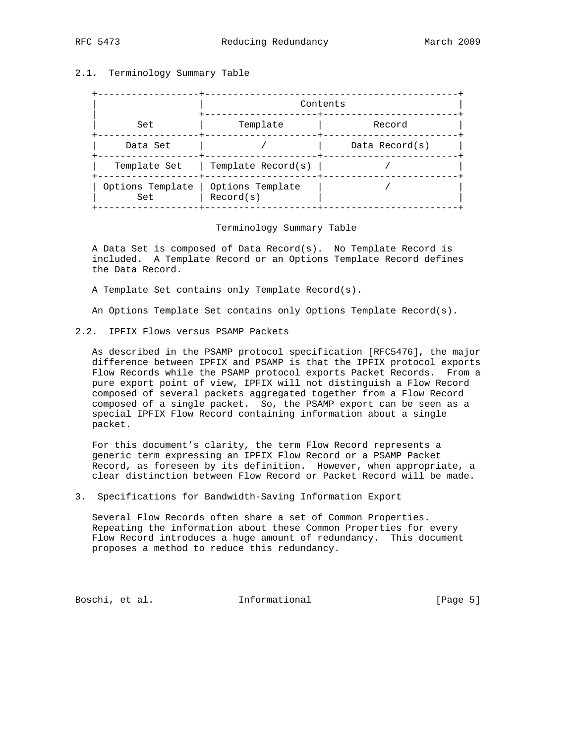### 2.1. Terminology Summary Table

| Set | Contents: Template | Contents: Record |
|---|---|---|
| Data Set | / | Data Record(s) |
| Template Set | Template Record(s) | / |
| Options Template Set | Options Template Record(s) | / |

Terminology Summary Table

A Data Set is composed of Data Record(s). No Template Record is included. A Template Record or an Options Template Record defines the Data Record.

A Template Set contains only Template Record(s).

An Options Template Set contains only Options Template Record(s).

### 2.2. IPFIX Flows versus PSAMP Packets

As described in the PSAMP protocol specification [RFC5476], the major difference between IPFIX and PSAMP is that the IPFIX protocol exports Flow Records while the PSAMP protocol exports Packet Records. From a pure export point of view, IPFIX will not distinguish a Flow Record composed of several packets aggregated together from a Flow Record composed of a single packet. So, the PSAMP export can be seen as a special IPFIX Flow Record containing information about a single packet.

For this document's clarity, the term Flow Record represents a generic term expressing an IPFIX Flow Record or a PSAMP Packet Record, as foreseen by its definition. However, when appropriate, a clear distinction between Flow Record or Packet Record will be made.

## 3. Specifications for Bandwidth-Saving Information Export

Several Flow Records often share a set of Common Properties. Repeating the information about these Common Properties for every Flow Record introduces a huge amount of redundancy. This document proposes a method to reduce this redundancy.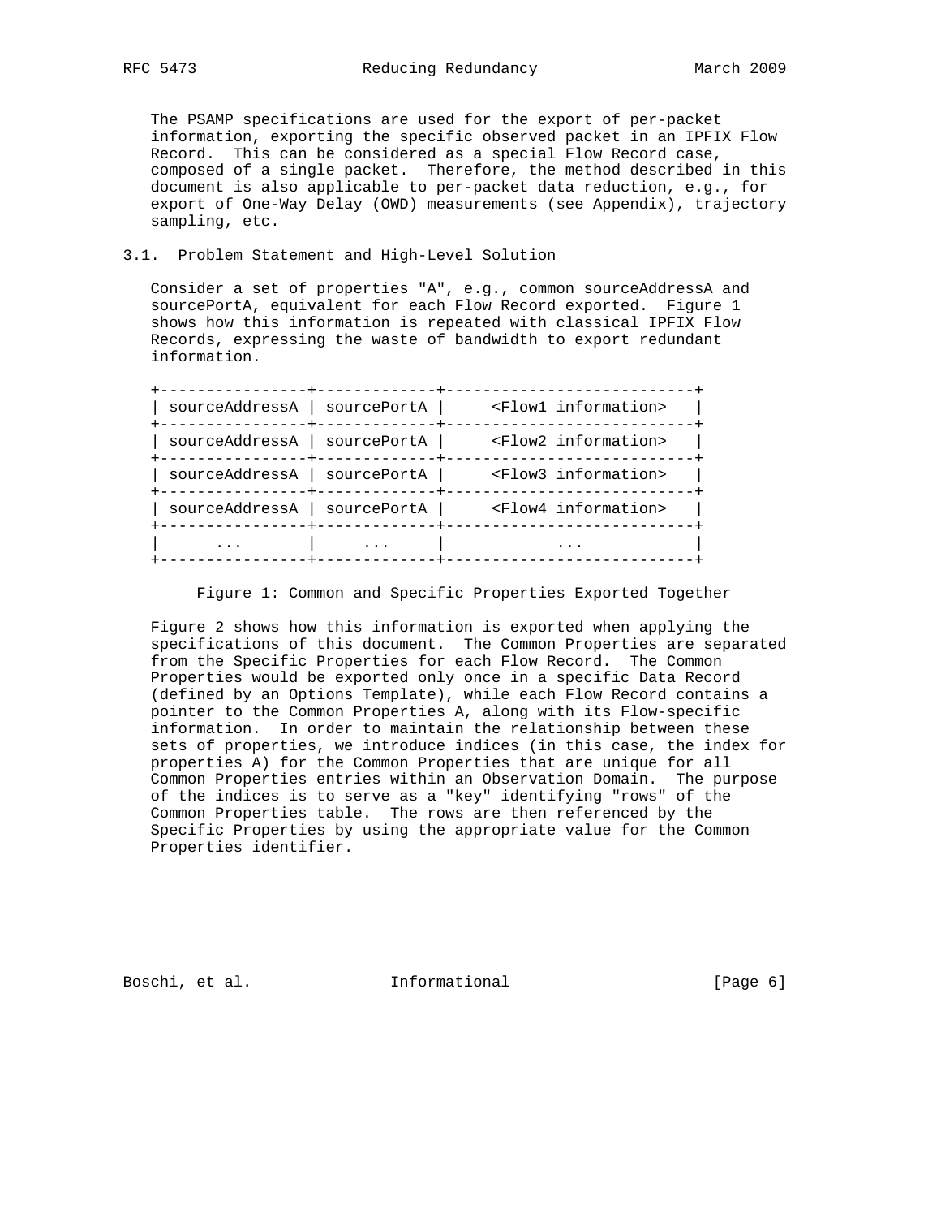The PSAMP specifications are used for the export of per-packet information, exporting the specific observed packet in an IPFIX Flow Record. This can be considered as a special Flow Record case, composed of a single packet. Therefore, the method described in this document is also applicable to per-packet data reduction, e.g., for export of One-Way Delay (OWD) measurements (see Appendix), trajectory sampling, etc.

### 3.1. Problem Statement and High-Level Solution

Consider a set of properties "A", e.g., common sourceAddressA and sourcePortA, equivalent for each Flow Record exported. Figure 1 shows how this information is repeated with classical IPFIX Flow Records, expressing the waste of bandwidth to export redundant information.

```
+----------------+-------------+---------------------------+
| sourceAddressA | sourcePortA |     <Flow1 information>   |
+----------------+-------------+---------------------------+
| sourceAddressA | sourcePortA |     <Flow2 information>   |
+----------------+-------------+---------------------------+
| sourceAddressA | sourcePortA |     <Flow3 information>   |
+----------------+-------------+---------------------------+
| sourceAddressA | sourcePortA |     <Flow4 information>   |
+----------------+-------------+---------------------------+
|      ...       |     ...     |            ...            |
+----------------+-------------+---------------------------+
```

Figure 1: Common and Specific Properties Exported Together

Figure 2 shows how this information is exported when applying the specifications of this document. The Common Properties are separated from the Specific Properties for each Flow Record. The Common Properties would be exported only once in a specific Data Record (defined by an Options Template), while each Flow Record contains a pointer to the Common Properties A, along with its Flow-specific information. In order to maintain the relationship between these sets of properties, we introduce indices (in this case, the index for properties A) for the Common Properties that are unique for all Common Properties entries within an Observation Domain. The purpose of the indices is to serve as a "key" identifying "rows" of the Common Properties table. The rows are then referenced by the Specific Properties by using the appropriate value for the Common Properties identifier.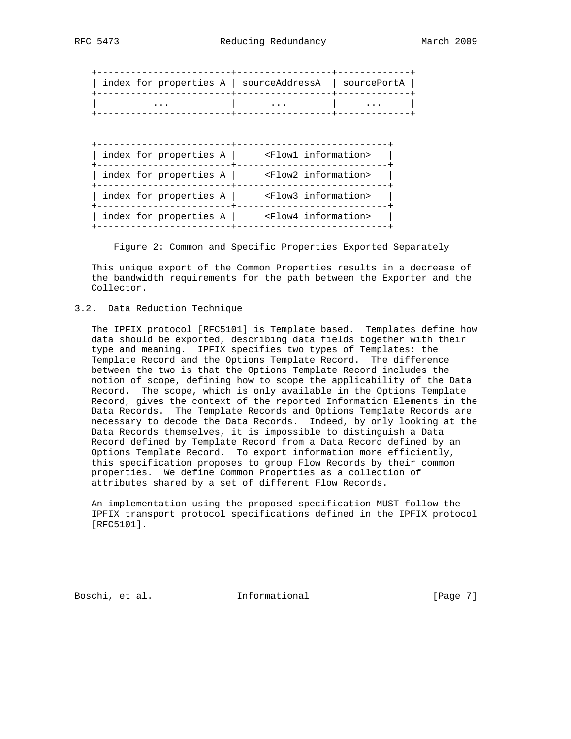| index for properties A | sourceAddressA | sourcePortA |
|---|---|---|
| ... | ... | ... |

| index for properties A | <Flow1 information> |
|---|---|
| index for properties A | <Flow2 information> |
| index for properties A | <Flow3 information> |
| index for properties A | <Flow4 information> |

Figure 2: Common and Specific Properties Exported Separately

This unique export of the Common Properties results in a decrease of the bandwidth requirements for the path between the Exporter and the Collector.

### 3.2. Data Reduction Technique

The IPFIX protocol [RFC5101] is Template based. Templates define how data should be exported, describing data fields together with their type and meaning. IPFIX specifies two types of Templates: the Template Record and the Options Template Record. The difference between the two is that the Options Template Record includes the notion of scope, defining how to scope the applicability of the Data Record. The scope, which is only available in the Options Template Record, gives the context of the reported Information Elements in the Data Records. The Template Records and Options Template Records are necessary to decode the Data Records. Indeed, by only looking at the Data Records themselves, it is impossible to distinguish a Data Record defined by Template Record from a Data Record defined by an Options Template Record. To export information more efficiently, this specification proposes to group Flow Records by their common properties. We define Common Properties as a collection of attributes shared by a set of different Flow Records.

An implementation using the proposed specification MUST follow the IPFIX transport protocol specifications defined in the IPFIX protocol [RFC5101].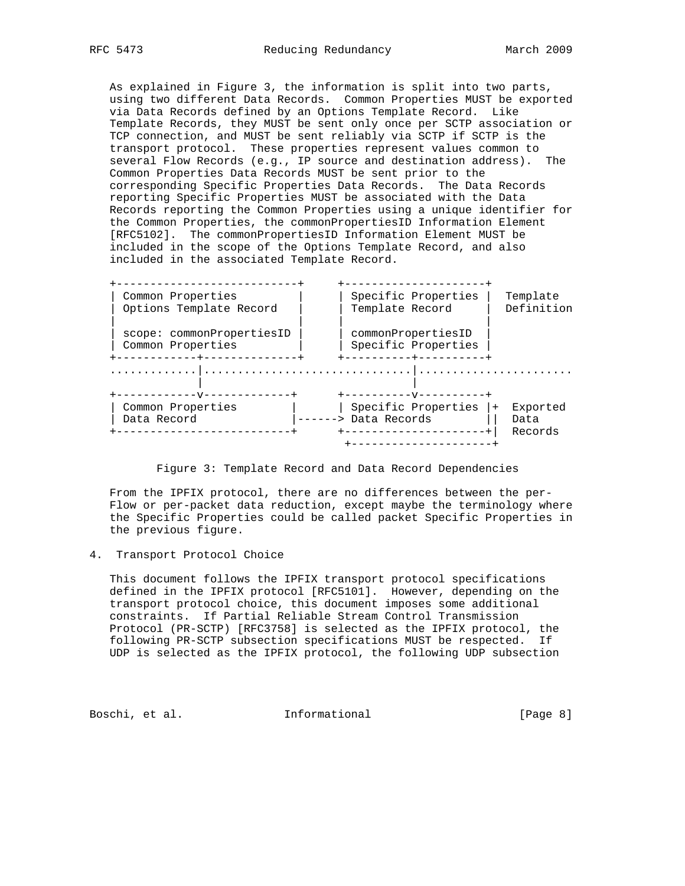As explained in Figure 3, the information is split into two parts, using two different Data Records. Common Properties MUST be exported via Data Records defined by an Options Template Record. Like Template Records, they MUST be sent only once per SCTP association or TCP connection, and MUST be sent reliably via SCTP if SCTP is the transport protocol. These properties represent values common to several Flow Records (e.g., IP source and destination address). The Common Properties Data Records MUST be sent prior to the corresponding Specific Properties Data Records. The Data Records reporting Specific Properties MUST be associated with the Data Records reporting the Common Properties using a unique identifier for the Common Properties, the commonPropertiesID Information Element [RFC5102]. The commonPropertiesID Information Element MUST be included in the scope of the Options Template Record, and also included in the associated Template Record.

```
+---------------------------+     +---------------------+
| Common Properties         |     | Specific Properties |  Template
| Options Template Record   |     | Template Record     |  Definition
|                           |     |                     |
| scope: commonPropertiesID |     | commonPropertiesID  |
| Common Properties         |     | Specific Properties |
+------------+--------------+     +----------+----------+
.............|...............................|.......................
             |                               |
+------------v-------------+      +----------v----------+
| Common Properties        |      | Specific Properties |+  Exported
| Data Record              |------> Data Records        ||  Data
+--------------------------+      +---------------------+|  Records
                                   +---------------------+
```

Figure 3: Template Record and Data Record Dependencies

From the IPFIX protocol, there are no differences between the per-Flow or per-packet data reduction, except maybe the terminology where the Specific Properties could be called packet Specific Properties in the previous figure.

## 4. Transport Protocol Choice

This document follows the IPFIX transport protocol specifications defined in the IPFIX protocol [RFC5101]. However, depending on the transport protocol choice, this document imposes some additional constraints. If Partial Reliable Stream Control Transmission Protocol (PR-SCTP) [RFC3758] is selected as the IPFIX protocol, the following PR-SCTP subsection specifications MUST be respected. If UDP is selected as the IPFIX protocol, the following UDP subsection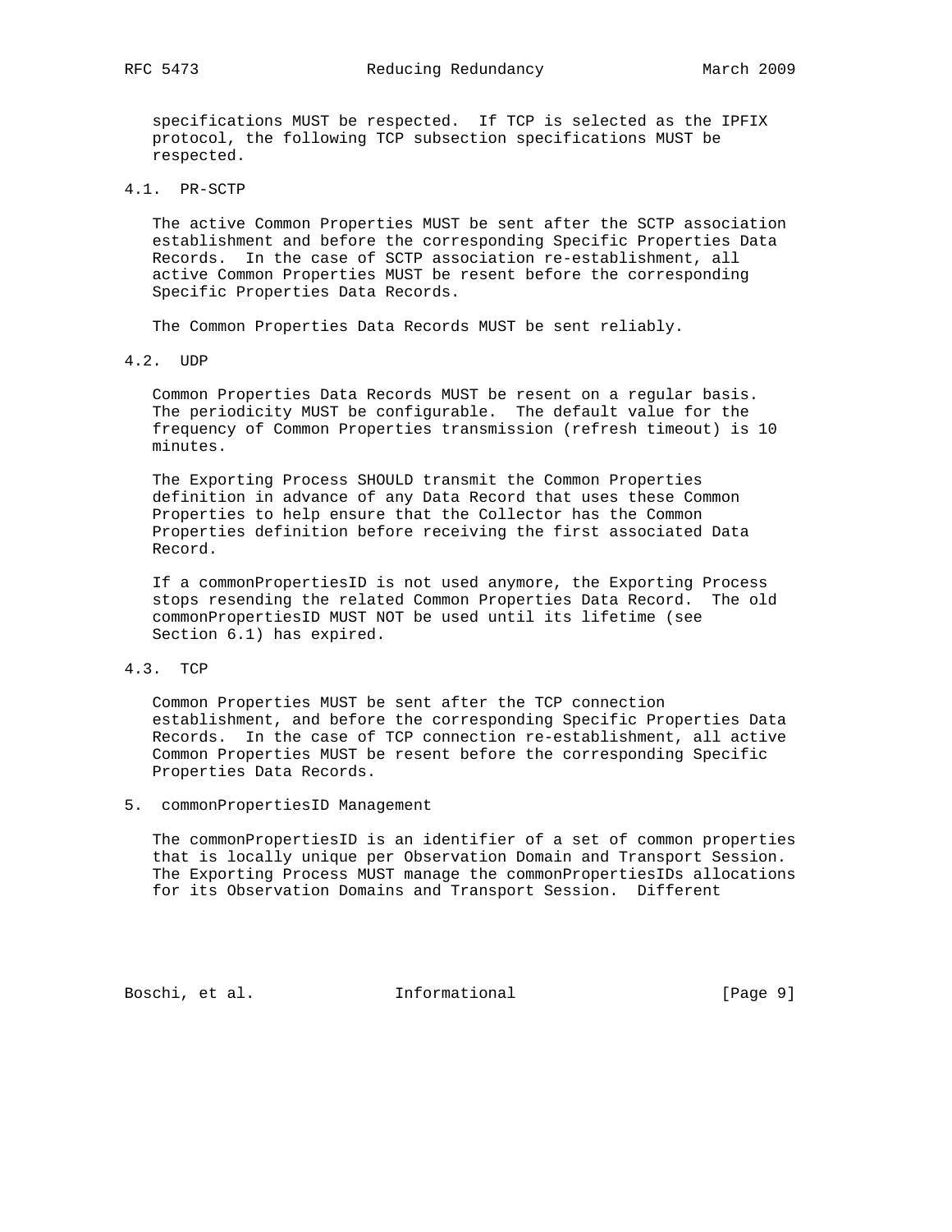specifications MUST be respected. If TCP is selected as the IPFIX protocol, the following TCP subsection specifications MUST be respected.

### 4.1. PR-SCTP

The active Common Properties MUST be sent after the SCTP association establishment and before the corresponding Specific Properties Data Records. In the case of SCTP association re-establishment, all active Common Properties MUST be resent before the corresponding Specific Properties Data Records.

The Common Properties Data Records MUST be sent reliably.

### 4.2. UDP

Common Properties Data Records MUST be resent on a regular basis. The periodicity MUST be configurable. The default value for the frequency of Common Properties transmission (refresh timeout) is 10 minutes.

The Exporting Process SHOULD transmit the Common Properties definition in advance of any Data Record that uses these Common Properties to help ensure that the Collector has the Common Properties definition before receiving the first associated Data Record.

If a commonPropertiesID is not used anymore, the Exporting Process stops resending the related Common Properties Data Record. The old commonPropertiesID MUST NOT be used until its lifetime (see Section 6.1) has expired.

### 4.3. TCP

Common Properties MUST be sent after the TCP connection establishment, and before the corresponding Specific Properties Data Records. In the case of TCP connection re-establishment, all active Common Properties MUST be resent before the corresponding Specific Properties Data Records.

## 5. commonPropertiesID Management

The commonPropertiesID is an identifier of a set of common properties that is locally unique per Observation Domain and Transport Session. The Exporting Process MUST manage the commonPropertiesIDs allocations for its Observation Domains and Transport Session. Different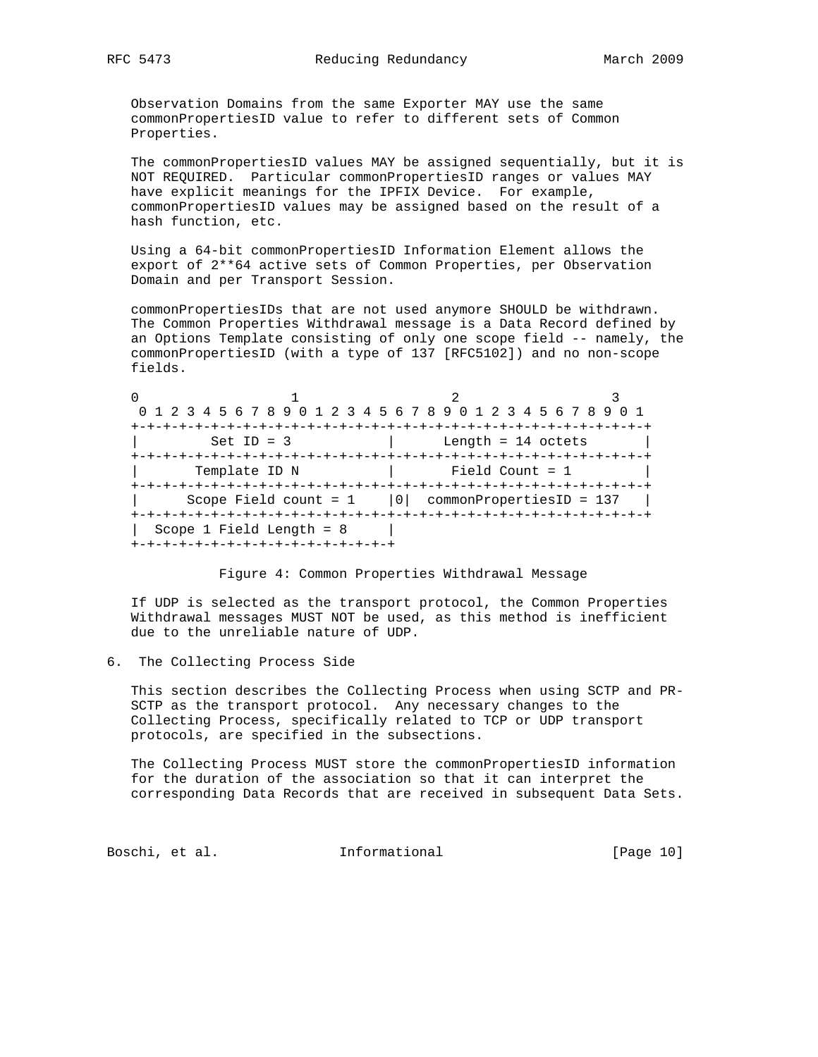Observation Domains from the same Exporter MAY use the same commonPropertiesID value to refer to different sets of Common Properties.

The commonPropertiesID values MAY be assigned sequentially, but it is NOT REQUIRED. Particular commonPropertiesID ranges or values MAY have explicit meanings for the IPFIX Device. For example, commonPropertiesID values may be assigned based on the result of a hash function, etc.

Using a 64-bit commonPropertiesID Information Element allows the export of 2**64 active sets of Common Properties, per Observation Domain and per Transport Session.

commonPropertiesIDs that are not used anymore SHOULD be withdrawn. The Common Properties Withdrawal message is a Data Record defined by an Options Template consisting of only one scope field -- namely, the commonPropertiesID (with a type of 137 [RFC5102]) and no non-scope fields.

```
0                   1                   2                   3
 0 1 2 3 4 5 6 7 8 9 0 1 2 3 4 5 6 7 8 9 0 1 2 3 4 5 6 7 8 9 0 1
+-+-+-+-+-+-+-+-+-+-+-+-+-+-+-+-+-+-+-+-+-+-+-+-+-+-+-+-+-+-+-+-+
|         Set ID = 3            |      Length = 14 octets       |
+-+-+-+-+-+-+-+-+-+-+-+-+-+-+-+-+-+-+-+-+-+-+-+-+-+-+-+-+-+-+-+-+
|       Template ID N           |       Field Count = 1         |
+-+-+-+-+-+-+-+-+-+-+-+-+-+-+-+-+-+-+-+-+-+-+-+-+-+-+-+-+-+-+-+-+
|      Scope Field count = 1    |0|  commonPropertiesID = 137   |
+-+-+-+-+-+-+-+-+-+-+-+-+-+-+-+-+-+-+-+-+-+-+-+-+-+-+-+-+-+-+-+-+
|  Scope 1 Field Length = 8     |
+-+-+-+-+-+-+-+-+-+-+-+-+-+-+-+-+
```

Figure 4: Common Properties Withdrawal Message

If UDP is selected as the transport protocol, the Common Properties Withdrawal messages MUST NOT be used, as this method is inefficient due to the unreliable nature of UDP.

## 6. The Collecting Process Side

This section describes the Collecting Process when using SCTP and PR-SCTP as the transport protocol. Any necessary changes to the Collecting Process, specifically related to TCP or UDP transport protocols, are specified in the subsections.

The Collecting Process MUST store the commonPropertiesID information for the duration of the association so that it can interpret the corresponding Data Records that are received in subsequent Data Sets.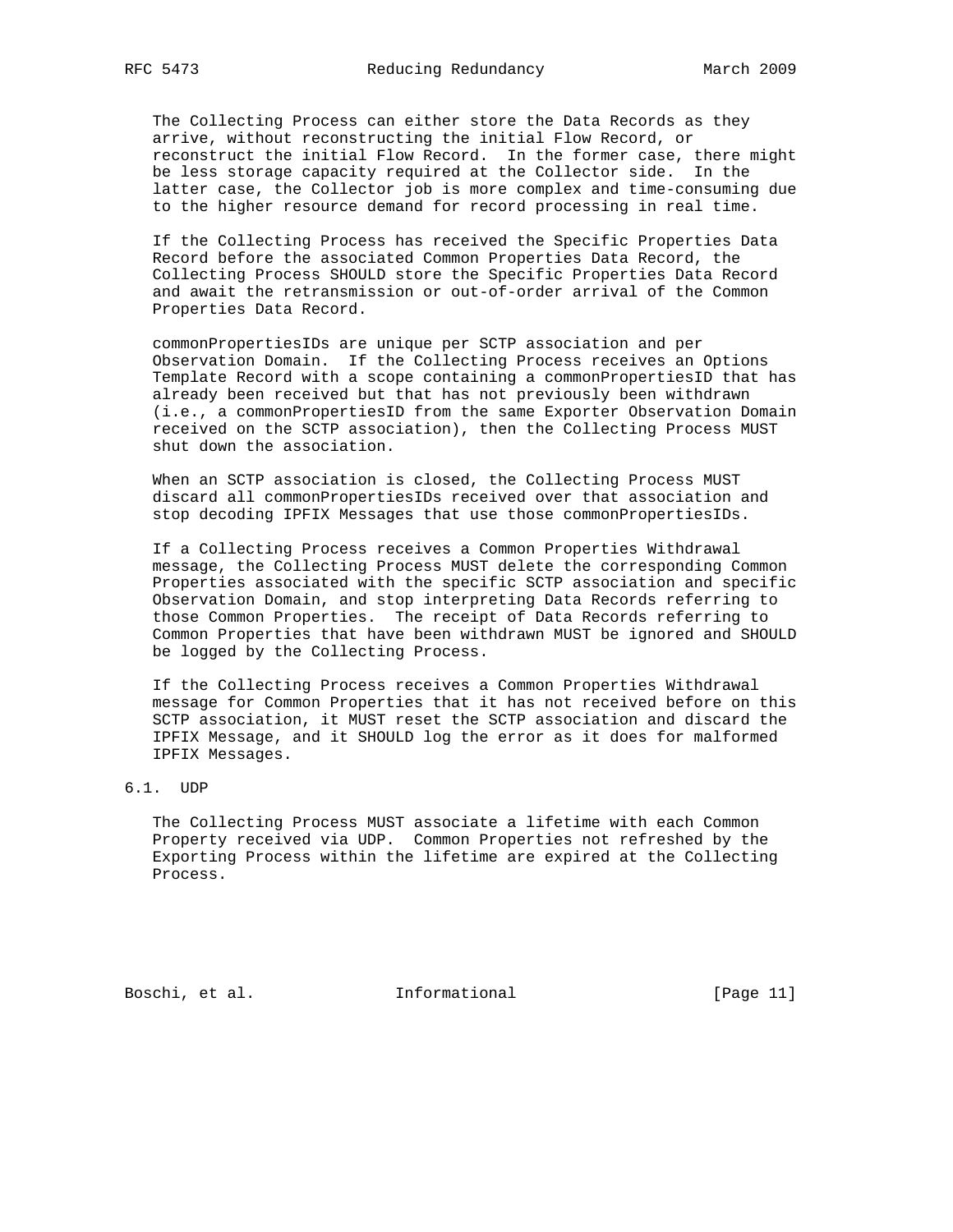The Collecting Process can either store the Data Records as they arrive, without reconstructing the initial Flow Record, or reconstruct the initial Flow Record. In the former case, there might be less storage capacity required at the Collector side. In the latter case, the Collector job is more complex and time-consuming due to the higher resource demand for record processing in real time.

If the Collecting Process has received the Specific Properties Data Record before the associated Common Properties Data Record, the Collecting Process SHOULD store the Specific Properties Data Record and await the retransmission or out-of-order arrival of the Common Properties Data Record.

commonPropertiesIDs are unique per SCTP association and per Observation Domain. If the Collecting Process receives an Options Template Record with a scope containing a commonPropertiesID that has already been received but that has not previously been withdrawn (i.e., a commonPropertiesID from the same Exporter Observation Domain received on the SCTP association), then the Collecting Process MUST shut down the association.

When an SCTP association is closed, the Collecting Process MUST discard all commonPropertiesIDs received over that association and stop decoding IPFIX Messages that use those commonPropertiesIDs.

If a Collecting Process receives a Common Properties Withdrawal message, the Collecting Process MUST delete the corresponding Common Properties associated with the specific SCTP association and specific Observation Domain, and stop interpreting Data Records referring to those Common Properties. The receipt of Data Records referring to Common Properties that have been withdrawn MUST be ignored and SHOULD be logged by the Collecting Process.

If the Collecting Process receives a Common Properties Withdrawal message for Common Properties that it has not received before on this SCTP association, it MUST reset the SCTP association and discard the IPFIX Message, and it SHOULD log the error as it does for malformed IPFIX Messages.

## 6.1. UDP

The Collecting Process MUST associate a lifetime with each Common Property received via UDP. Common Properties not refreshed by the Exporting Process within the lifetime are expired at the Collecting Process.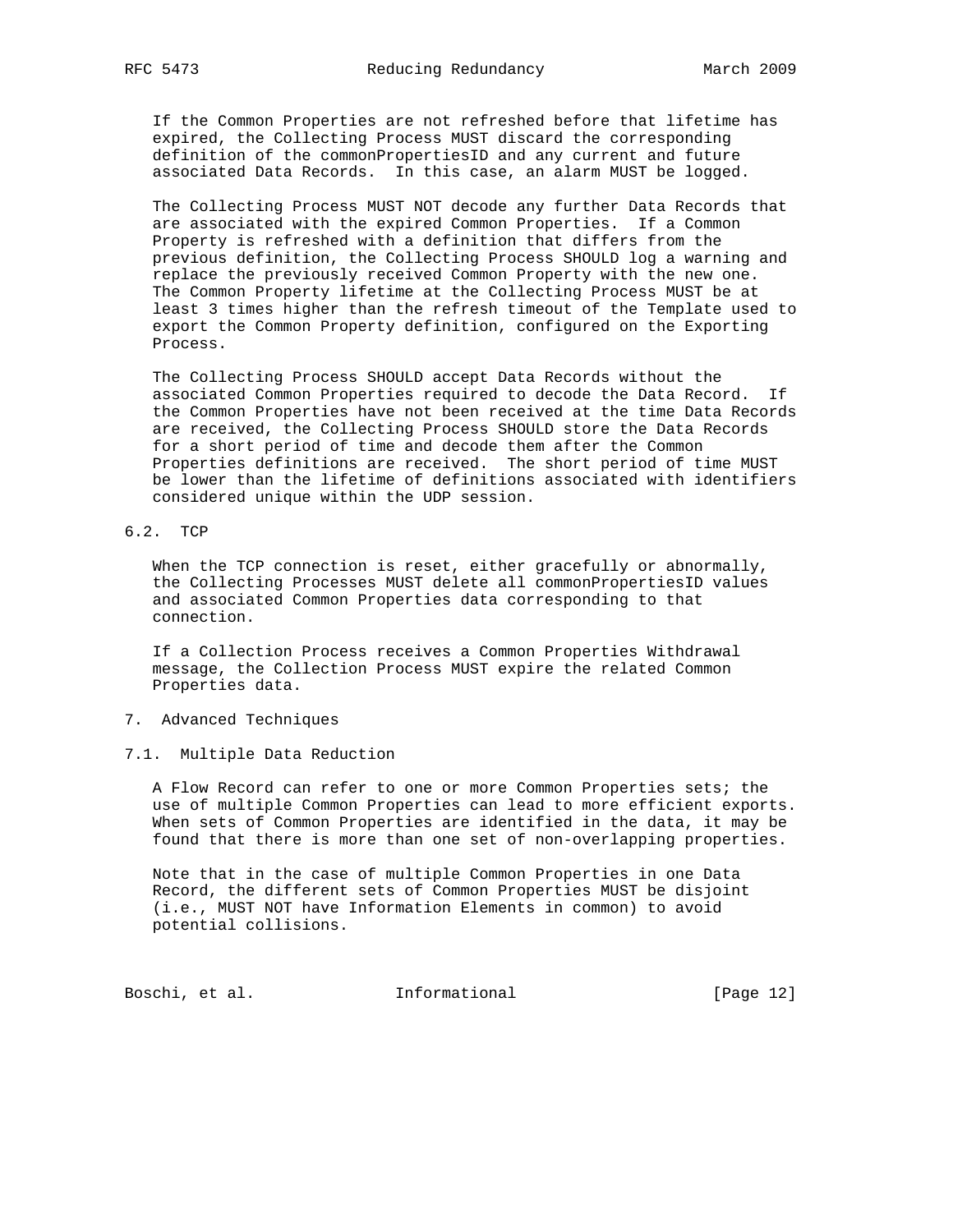If the Common Properties are not refreshed before that lifetime has expired, the Collecting Process MUST discard the corresponding definition of the commonPropertiesID and any current and future associated Data Records. In this case, an alarm MUST be logged.

The Collecting Process MUST NOT decode any further Data Records that are associated with the expired Common Properties. If a Common Property is refreshed with a definition that differs from the previous definition, the Collecting Process SHOULD log a warning and replace the previously received Common Property with the new one. The Common Property lifetime at the Collecting Process MUST be at least 3 times higher than the refresh timeout of the Template used to export the Common Property definition, configured on the Exporting Process.

The Collecting Process SHOULD accept Data Records without the associated Common Properties required to decode the Data Record. If the Common Properties have not been received at the time Data Records are received, the Collecting Process SHOULD store the Data Records for a short period of time and decode them after the Common Properties definitions are received. The short period of time MUST be lower than the lifetime of definitions associated with identifiers considered unique within the UDP session.

### 6.2. TCP

When the TCP connection is reset, either gracefully or abnormally, the Collecting Processes MUST delete all commonPropertiesID values and associated Common Properties data corresponding to that connection.

If a Collection Process receives a Common Properties Withdrawal message, the Collection Process MUST expire the related Common Properties data.

## 7. Advanced Techniques

### 7.1. Multiple Data Reduction

A Flow Record can refer to one or more Common Properties sets; the use of multiple Common Properties can lead to more efficient exports. When sets of Common Properties are identified in the data, it may be found that there is more than one set of non-overlapping properties.

Note that in the case of multiple Common Properties in one Data Record, the different sets of Common Properties MUST be disjoint (i.e., MUST NOT have Information Elements in common) to avoid potential collisions.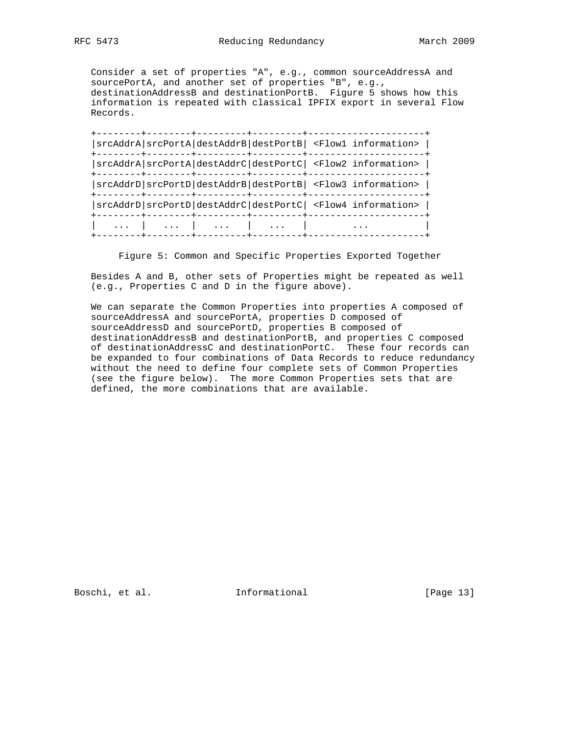Consider a set of properties "A", e.g., common sourceAddressA and sourcePortA, and another set of properties "B", e.g., destinationAddressB and destinationPortB. Figure 5 shows how this information is repeated with classical IPFIX export in several Flow Records.

```
+--------+--------+---------+---------+---------------------+
|srcAddrA|srcPortA|destAddrB|destPortB| <Flow1 information> |
+--------+--------+---------+---------+---------------------+
|srcAddrA|srcPortA|destAddrC|destPortC| <Flow2 information> |
+--------+--------+---------+---------+---------------------+
|srcAddrD|srcPortD|destAddrB|destPortB| <Flow3 information> |
+--------+--------+---------+---------+---------------------+
|srcAddrD|srcPortD|destAddrC|destPortC| <Flow4 information> |
+--------+--------+---------+---------+---------------------+
|  ...   |  ...   |   ...   |   ...   |         ...         |
+--------+--------+---------+---------+---------------------+
```

Figure 5: Common and Specific Properties Exported Together

Besides A and B, other sets of Properties might be repeated as well (e.g., Properties C and D in the figure above).

We can separate the Common Properties into properties A composed of sourceAddressA and sourcePortA, properties D composed of sourceAddressD and sourcePortD, properties B composed of destinationAddressB and destinationPortB, and properties C composed of destinationAddressC and destinationPortC. These four records can be expanded to four combinations of Data Records to reduce redundancy without the need to define four complete sets of Common Properties (see the figure below). The more Common Properties sets that are defined, the more combinations that are available.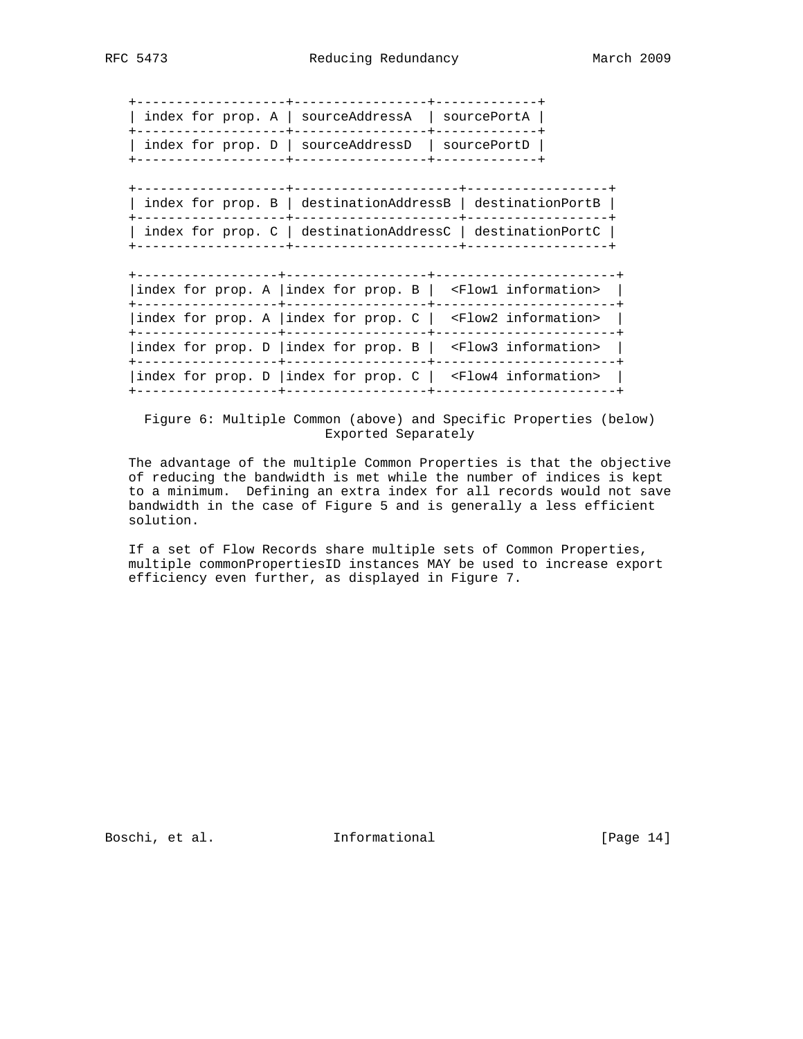| index for prop. A | sourceAddressA | sourcePortA |
|---|---|---|
| index for prop. D | sourceAddressD | sourcePortD |

| index for prop. B | destinationAddressB | destinationPortB |
|---|---|---|
| index for prop. C | destinationAddressC | destinationPortC |

| index for prop. A | index for prop. B | <Flow1 information> |
|---|---|---|
| index for prop. A | index for prop. C | <Flow2 information> |
| index for prop. D | index for prop. B | <Flow3 information> |
| index for prop. D | index for prop. C | <Flow4 information> |

Figure 6: Multiple Common (above) and Specific Properties (below) Exported Separately

The advantage of the multiple Common Properties is that the objective of reducing the bandwidth is met while the number of indices is kept to a minimum. Defining an extra index for all records would not save bandwidth in the case of Figure 5 and is generally a less efficient solution.

If a set of Flow Records share multiple sets of Common Properties, multiple commonPropertiesID instances MAY be used to increase export efficiency even further, as displayed in Figure 7.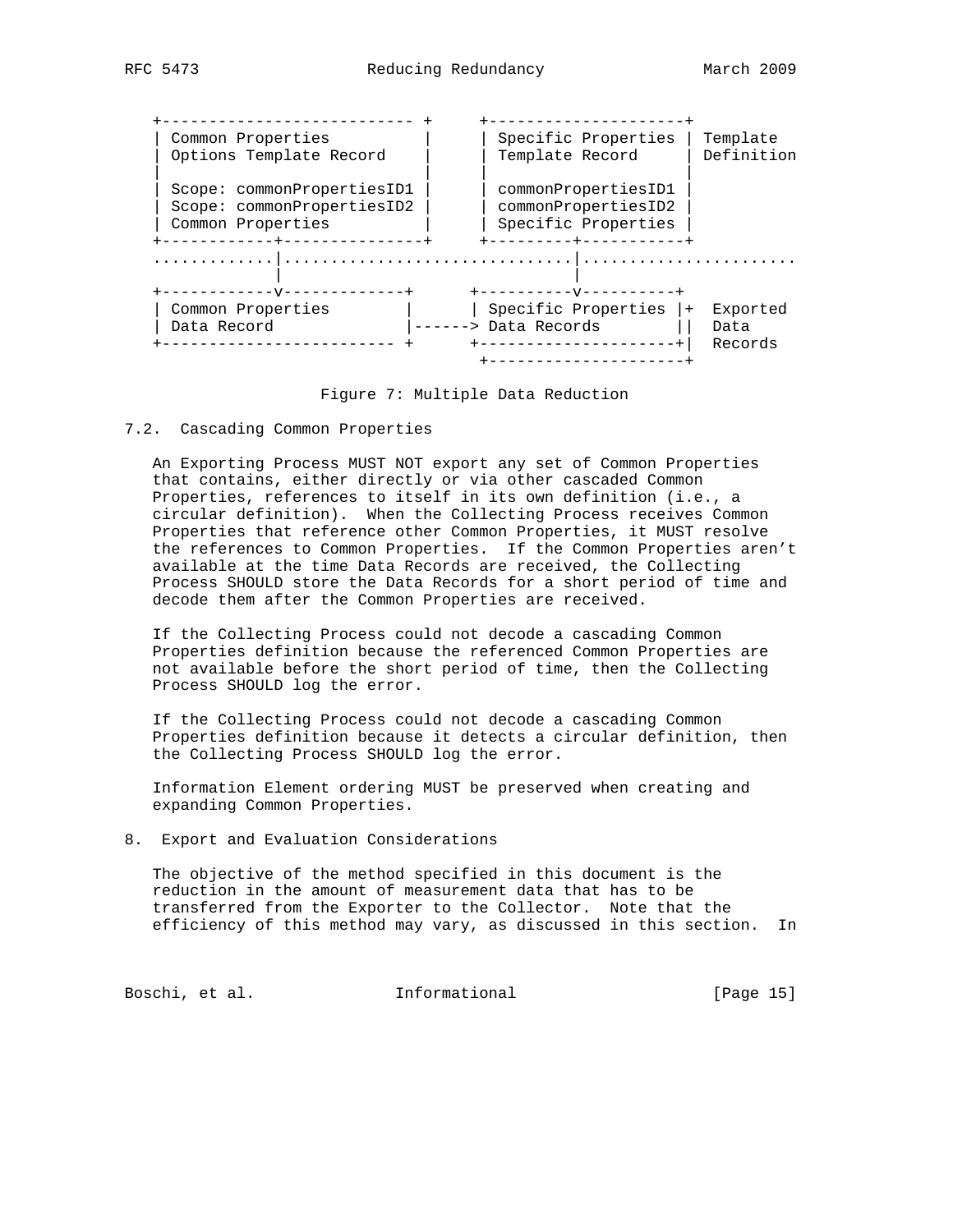```
+--------------------------- +      +---------------------+
| Common Properties          |      | Specific Properties | Template
| Options Template Record    |      | Template Record     | Definition
|                            |      |                     |
| Scope: commonPropertiesID1 |      | commonPropertiesID1 |
| Scope: commonPropertiesID2 |      | commonPropertiesID2 |
| Common Properties          |      | Specific Properties |
+------------+---------------+      +---------+-----------+
.............|..............................|.......................
             |                              |
+------------v-------------+      +----------v----------+
| Common Properties        |      | Specific Properties |+  Exported
| Data Record              |------> Data Records        ||  Data
+------------------------- +      +---------------------+|  Records
                                   +---------------------+
```

Figure 7: Multiple Data Reduction

### 7.2. Cascading Common Properties

An Exporting Process MUST NOT export any set of Common Properties that contains, either directly or via other cascaded Common Properties, references to itself in its own definition (i.e., a circular definition). When the Collecting Process receives Common Properties that reference other Common Properties, it MUST resolve the references to Common Properties. If the Common Properties aren't available at the time Data Records are received, the Collecting Process SHOULD store the Data Records for a short period of time and decode them after the Common Properties are received.

If the Collecting Process could not decode a cascading Common Properties definition because the referenced Common Properties are not available before the short period of time, then the Collecting Process SHOULD log the error.

If the Collecting Process could not decode a cascading Common Properties definition because it detects a circular definition, then the Collecting Process SHOULD log the error.

Information Element ordering MUST be preserved when creating and expanding Common Properties.

## 8. Export and Evaluation Considerations

The objective of the method specified in this document is the reduction in the amount of measurement data that has to be transferred from the Exporter to the Collector. Note that the efficiency of this method may vary, as discussed in this section. In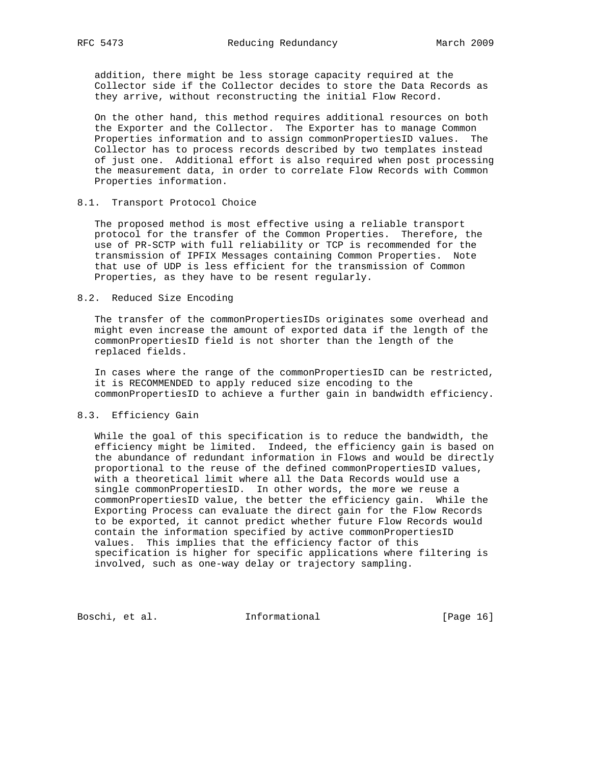addition, there might be less storage capacity required at the Collector side if the Collector decides to store the Data Records as they arrive, without reconstructing the initial Flow Record.

On the other hand, this method requires additional resources on both the Exporter and the Collector. The Exporter has to manage Common Properties information and to assign commonPropertiesID values. The Collector has to process records described by two templates instead of just one. Additional effort is also required when post processing the measurement data, in order to correlate Flow Records with Common Properties information.

## 8.1. Transport Protocol Choice

The proposed method is most effective using a reliable transport protocol for the transfer of the Common Properties. Therefore, the use of PR-SCTP with full reliability or TCP is recommended for the transmission of IPFIX Messages containing Common Properties. Note that use of UDP is less efficient for the transmission of Common Properties, as they have to be resent regularly.

## 8.2. Reduced Size Encoding

The transfer of the commonPropertiesIDs originates some overhead and might even increase the amount of exported data if the length of the commonPropertiesID field is not shorter than the length of the replaced fields.

In cases where the range of the commonPropertiesID can be restricted, it is RECOMMENDED to apply reduced size encoding to the commonPropertiesID to achieve a further gain in bandwidth efficiency.

## 8.3. Efficiency Gain

While the goal of this specification is to reduce the bandwidth, the efficiency might be limited. Indeed, the efficiency gain is based on the abundance of redundant information in Flows and would be directly proportional to the reuse of the defined commonPropertiesID values, with a theoretical limit where all the Data Records would use a single commonPropertiesID. In other words, the more we reuse a commonPropertiesID value, the better the efficiency gain. While the Exporting Process can evaluate the direct gain for the Flow Records to be exported, it cannot predict whether future Flow Records would contain the information specified by active commonPropertiesID values. This implies that the efficiency factor of this specification is higher for specific applications where filtering is involved, such as one-way delay or trajectory sampling.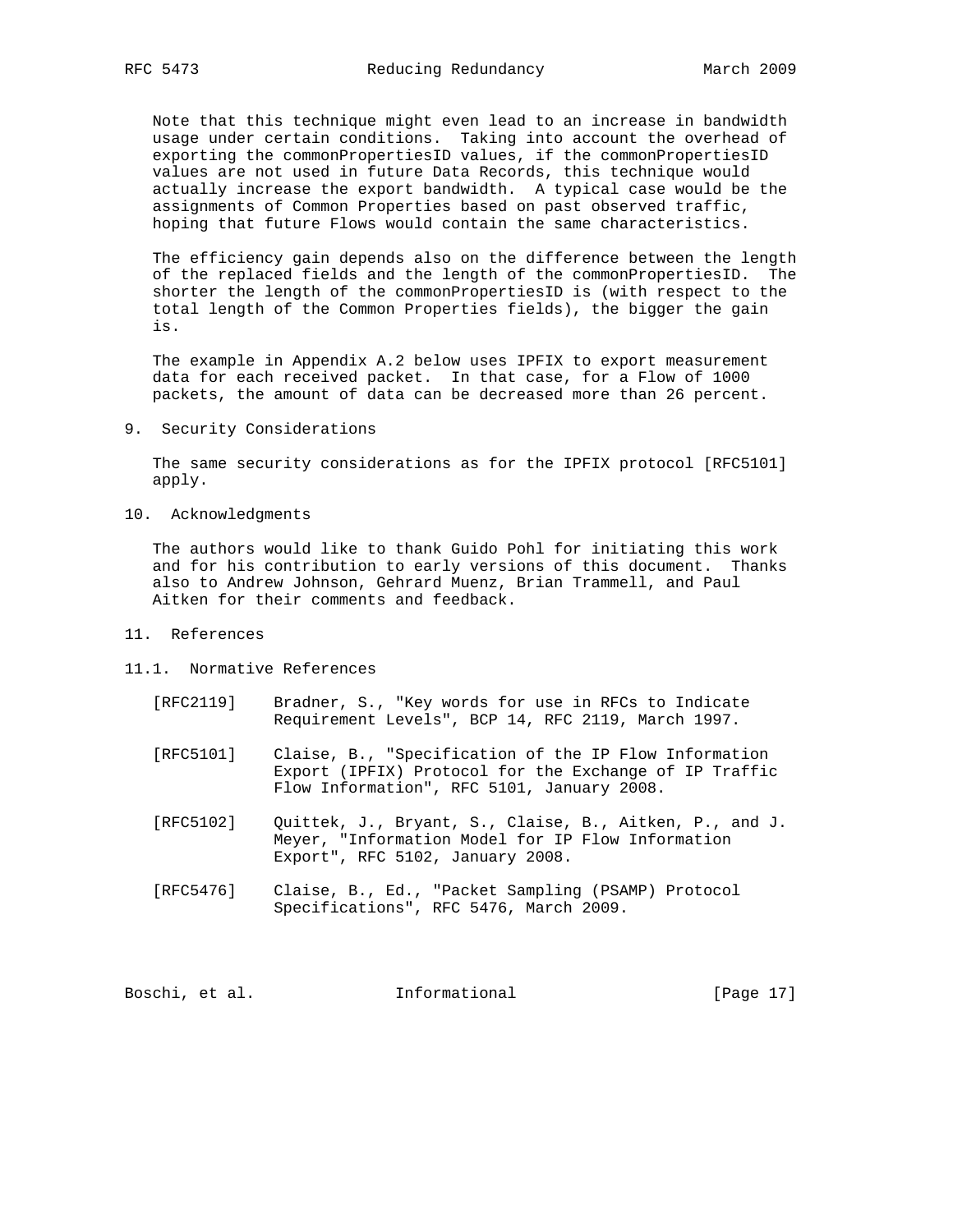Note that this technique might even lead to an increase in bandwidth usage under certain conditions. Taking into account the overhead of exporting the commonPropertiesID values, if the commonPropertiesID values are not used in future Data Records, this technique would actually increase the export bandwidth. A typical case would be the assignments of Common Properties based on past observed traffic, hoping that future Flows would contain the same characteristics.

The efficiency gain depends also on the difference between the length of the replaced fields and the length of the commonPropertiesID. The shorter the length of the commonPropertiesID is (with respect to the total length of the Common Properties fields), the bigger the gain is.

The example in Appendix A.2 below uses IPFIX to export measurement data for each received packet. In that case, for a Flow of 1000 packets, the amount of data can be decreased more than 26 percent.

## 9. Security Considerations

The same security considerations as for the IPFIX protocol [RFC5101] apply.

## 10. Acknowledgments

The authors would like to thank Guido Pohl for initiating this work and for his contribution to early versions of this document. Thanks also to Andrew Johnson, Gehrard Muenz, Brian Trammell, and Paul Aitken for their comments and feedback.

## 11. References

### 11.1. Normative References

[RFC2119] Bradner, S., "Key words for use in RFCs to Indicate Requirement Levels", BCP 14, RFC 2119, March 1997.

[RFC5101] Claise, B., "Specification of the IP Flow Information Export (IPFIX) Protocol for the Exchange of IP Traffic Flow Information", RFC 5101, January 2008.

[RFC5102] Quittek, J., Bryant, S., Claise, B., Aitken, P., and J. Meyer, "Information Model for IP Flow Information Export", RFC 5102, January 2008.

[RFC5476] Claise, B., Ed., "Packet Sampling (PSAMP) Protocol Specifications", RFC 5476, March 2009.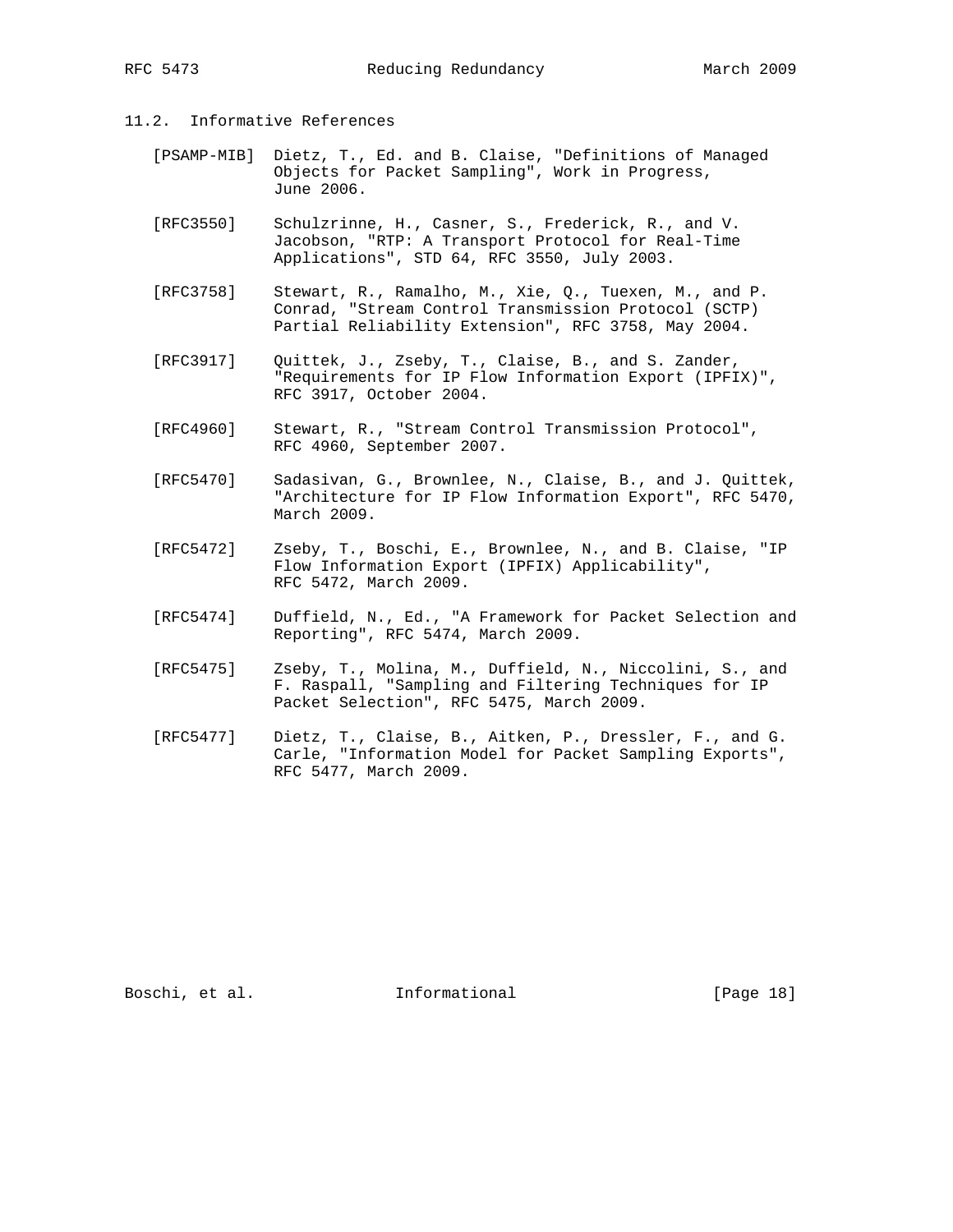## 11.2. Informative References

[PSAMP-MIB] Dietz, T., Ed. and B. Claise, "Definitions of Managed Objects for Packet Sampling", Work in Progress, June 2006.

[RFC3550] Schulzrinne, H., Casner, S., Frederick, R., and V. Jacobson, "RTP: A Transport Protocol for Real-Time Applications", STD 64, RFC 3550, July 2003.

[RFC3758] Stewart, R., Ramalho, M., Xie, Q., Tuexen, M., and P. Conrad, "Stream Control Transmission Protocol (SCTP) Partial Reliability Extension", RFC 3758, May 2004.

[RFC3917] Quittek, J., Zseby, T., Claise, B., and S. Zander, "Requirements for IP Flow Information Export (IPFIX)", RFC 3917, October 2004.

[RFC4960] Stewart, R., "Stream Control Transmission Protocol", RFC 4960, September 2007.

[RFC5470] Sadasivan, G., Brownlee, N., Claise, B., and J. Quittek, "Architecture for IP Flow Information Export", RFC 5470, March 2009.

[RFC5472] Zseby, T., Boschi, E., Brownlee, N., and B. Claise, "IP Flow Information Export (IPFIX) Applicability", RFC 5472, March 2009.

[RFC5474] Duffield, N., Ed., "A Framework for Packet Selection and Reporting", RFC 5474, March 2009.

[RFC5475] Zseby, T., Molina, M., Duffield, N., Niccolini, S., and F. Raspall, "Sampling and Filtering Techniques for IP Packet Selection", RFC 5475, March 2009.

[RFC5477] Dietz, T., Claise, B., Aitken, P., Dressler, F., and G. Carle, "Information Model for Packet Sampling Exports", RFC 5477, March 2009.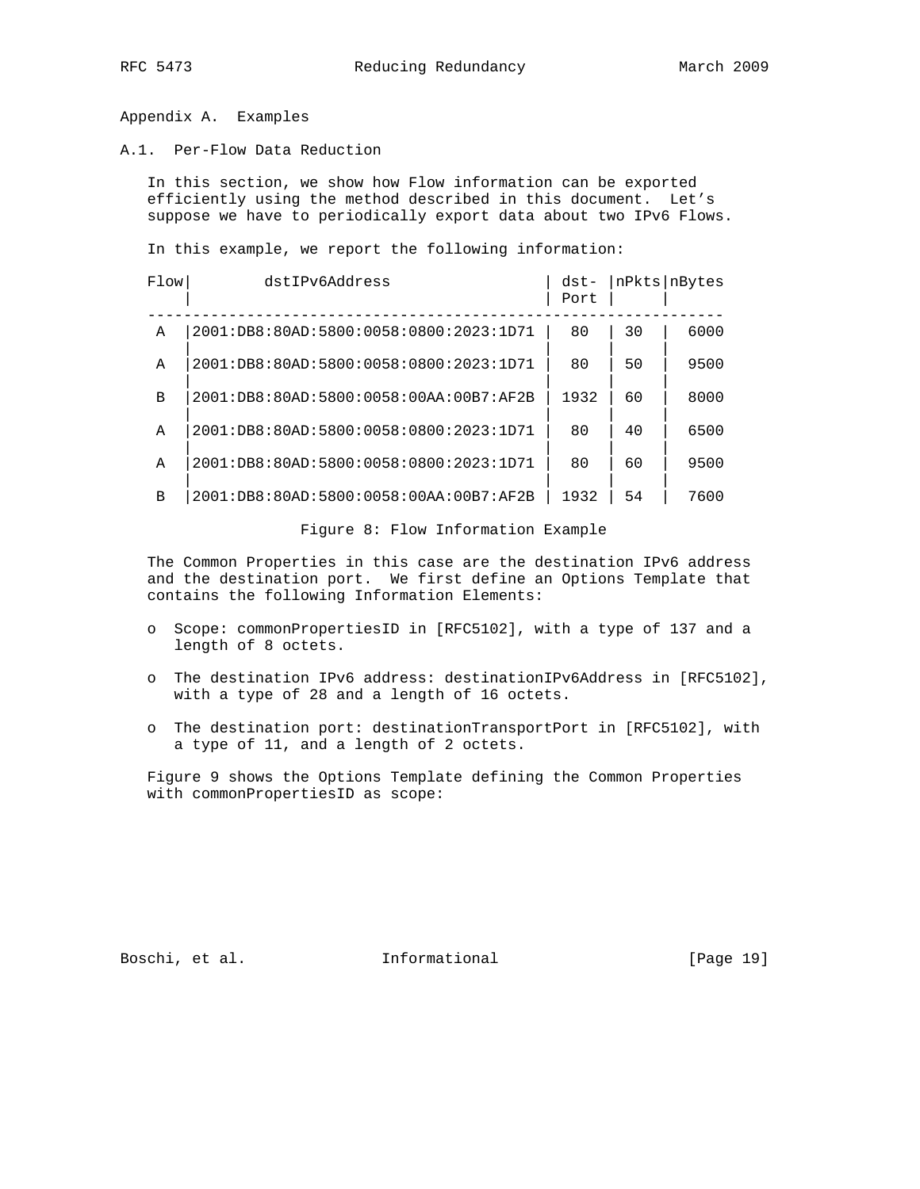## Appendix A. Examples

### A.1. Per-Flow Data Reduction

In this section, we show how Flow information can be exported efficiently using the method described in this document. Let's suppose we have to periodically export data about two IPv6 Flows.

In this example, we report the following information:

| Flow | dstIPv6Address | dst-Port | nPkts | nBytes |
|---|---|---|---|---|
| A | 2001:DB8:80AD:5800:0058:0800:2023:1D71 | 80 | 30 | 6000 |
| A | 2001:DB8:80AD:5800:0058:0800:2023:1D71 | 80 | 50 | 9500 |
| B | 2001:DB8:80AD:5800:0058:00AA:00B7:AF2B | 1932 | 60 | 8000 |
| A | 2001:DB8:80AD:5800:0058:0800:2023:1D71 | 80 | 40 | 6500 |
| A | 2001:DB8:80AD:5800:0058:0800:2023:1D71 | 80 | 60 | 9500 |
| B | 2001:DB8:80AD:5800:0058:00AA:00B7:AF2B | 1932 | 54 | 7600 |

Figure 8: Flow Information Example

The Common Properties in this case are the destination IPv6 address and the destination port. We first define an Options Template that contains the following Information Elements:

- Scope: commonPropertiesID in [RFC5102], with a type of 137 and a length of 8 octets.
- The destination IPv6 address: destinationIPv6Address in [RFC5102], with a type of 28 and a length of 16 octets.
- The destination port: destinationTransportPort in [RFC5102], with a type of 11, and a length of 2 octets.

Figure 9 shows the Options Template defining the Common Properties with commonPropertiesID as scope: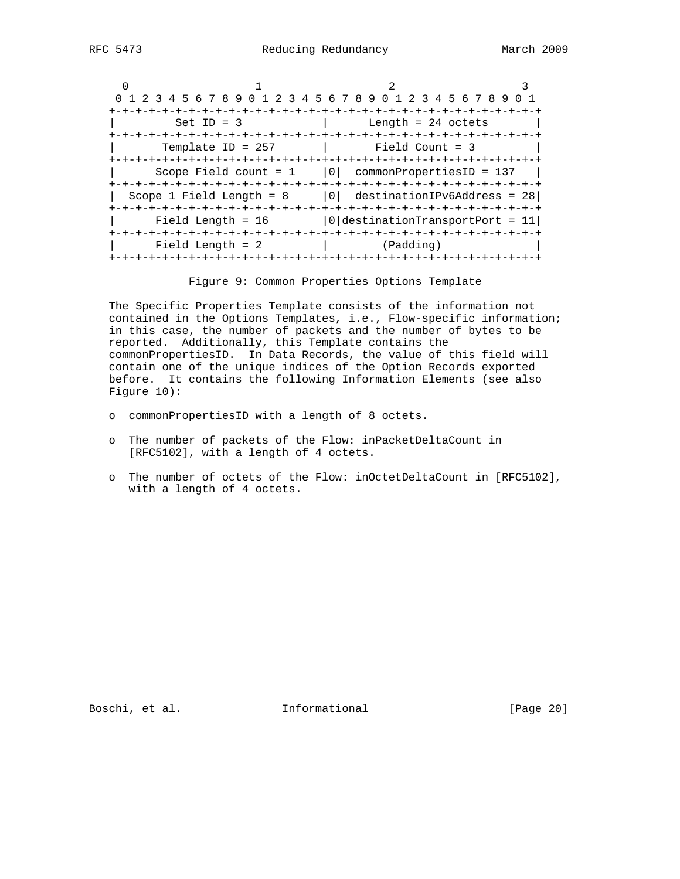```
  0                   1                   2                   3
  0 1 2 3 4 5 6 7 8 9 0 1 2 3 4 5 6 7 8 9 0 1 2 3 4 5 6 7 8 9 0 1
 +-+-+-+-+-+-+-+-+-+-+-+-+-+-+-+-+-+-+-+-+-+-+-+-+-+-+-+-+-+-+-+-+
 |         Set ID = 3            |      Length = 24 octets       |
 +-+-+-+-+-+-+-+-+-+-+-+-+-+-+-+-+-+-+-+-+-+-+-+-+-+-+-+-+-+-+-+-+
 |       Template ID = 257       |       Field Count = 3         |
 +-+-+-+-+-+-+-+-+-+-+-+-+-+-+-+-+-+-+-+-+-+-+-+-+-+-+-+-+-+-+-+-+
 |      Scope Field count = 1    |0|  commonPropertiesID = 137   |
 +-+-+-+-+-+-+-+-+-+-+-+-+-+-+-+-+-+-+-+-+-+-+-+-+-+-+-+-+-+-+-+-+
 |  Scope 1 Field Length = 8     |0|  destinationIPv6Address = 28|
 +-+-+-+-+-+-+-+-+-+-+-+-+-+-+-+-+-+-+-+-+-+-+-+-+-+-+-+-+-+-+-+-+
 |      Field Length = 16        |0|destinationTransportPort = 11|
 +-+-+-+-+-+-+-+-+-+-+-+-+-+-+-+-+-+-+-+-+-+-+-+-+-+-+-+-+-+-+-+-+
 |      Field Length = 2         |        (Padding)              |
 +-+-+-+-+-+-+-+-+-+-+-+-+-+-+-+-+-+-+-+-+-+-+-+-+-+-+-+-+-+-+-+-+
```

Figure 9: Common Properties Options Template

The Specific Properties Template consists of the information not contained in the Options Templates, i.e., Flow-specific information; in this case, the number of packets and the number of bytes to be reported. Additionally, this Template contains the commonPropertiesID. In Data Records, the value of this field will contain one of the unique indices of the Option Records exported before. It contains the following Information Elements (see also Figure 10):

- commonPropertiesID with a length of 8 octets.
- The number of packets of the Flow: inPacketDeltaCount in [RFC5102], with a length of 4 octets.
- The number of octets of the Flow: inOctetDeltaCount in [RFC5102], with a length of 4 octets.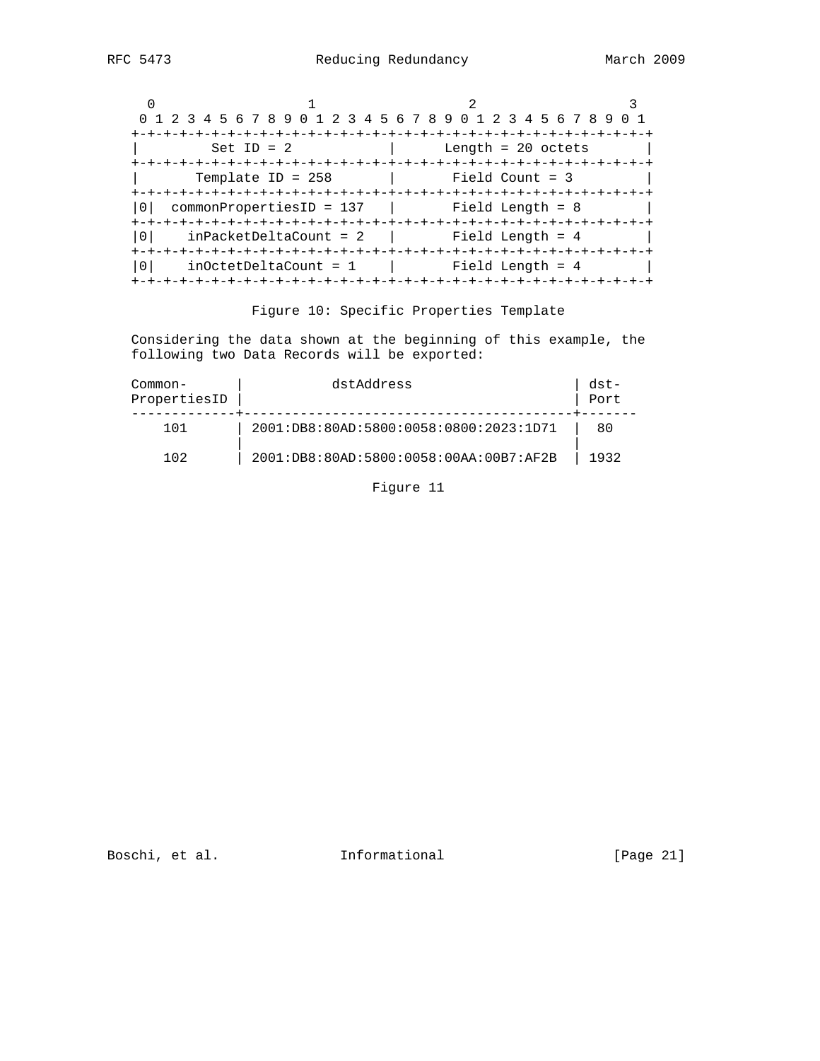```
    0                   1                   2                   3
    0 1 2 3 4 5 6 7 8 9 0 1 2 3 4 5 6 7 8 9 0 1 2 3 4 5 6 7 8 9 0 1
   +-+-+-+-+-+-+-+-+-+-+-+-+-+-+-+-+-+-+-+-+-+-+-+-+-+-+-+-+-+-+-+-+
   |         Set ID = 2            |      Length = 20 octets       |
   +-+-+-+-+-+-+-+-+-+-+-+-+-+-+-+-+-+-+-+-+-+-+-+-+-+-+-+-+-+-+-+-+
   |       Template ID = 258       |       Field Count = 3         |
   +-+-+-+-+-+-+-+-+-+-+-+-+-+-+-+-+-+-+-+-+-+-+-+-+-+-+-+-+-+-+-+-+
   |0|  commonPropertiesID = 137   |       Field Length = 8        |
   +-+-+-+-+-+-+-+-+-+-+-+-+-+-+-+-+-+-+-+-+-+-+-+-+-+-+-+-+-+-+-+-+
   |0|    inPacketDeltaCount = 2   |       Field Length = 4        |
   +-+-+-+-+-+-+-+-+-+-+-+-+-+-+-+-+-+-+-+-+-+-+-+-+-+-+-+-+-+-+-+-+
   |0|    inOctetDeltaCount = 1    |       Field Length = 4        |
   +-+-+-+-+-+-+-+-+-+-+-+-+-+-+-+-+-+-+-+-+-+-+-+-+-+-+-+-+-+-+-+-+
```

Figure 10: Specific Properties Template

Considering the data shown at the beginning of this example, the following two Data Records will be exported:

| Common-PropertiesID | dstAddress | dst-Port |
|---|---|---|
| 101 | 2001:DB8:80AD:5800:0058:0800:2023:1D71 | 80 |
| 102 | 2001:DB8:80AD:5800:0058:00AA:00B7:AF2B | 1932 |

Figure 11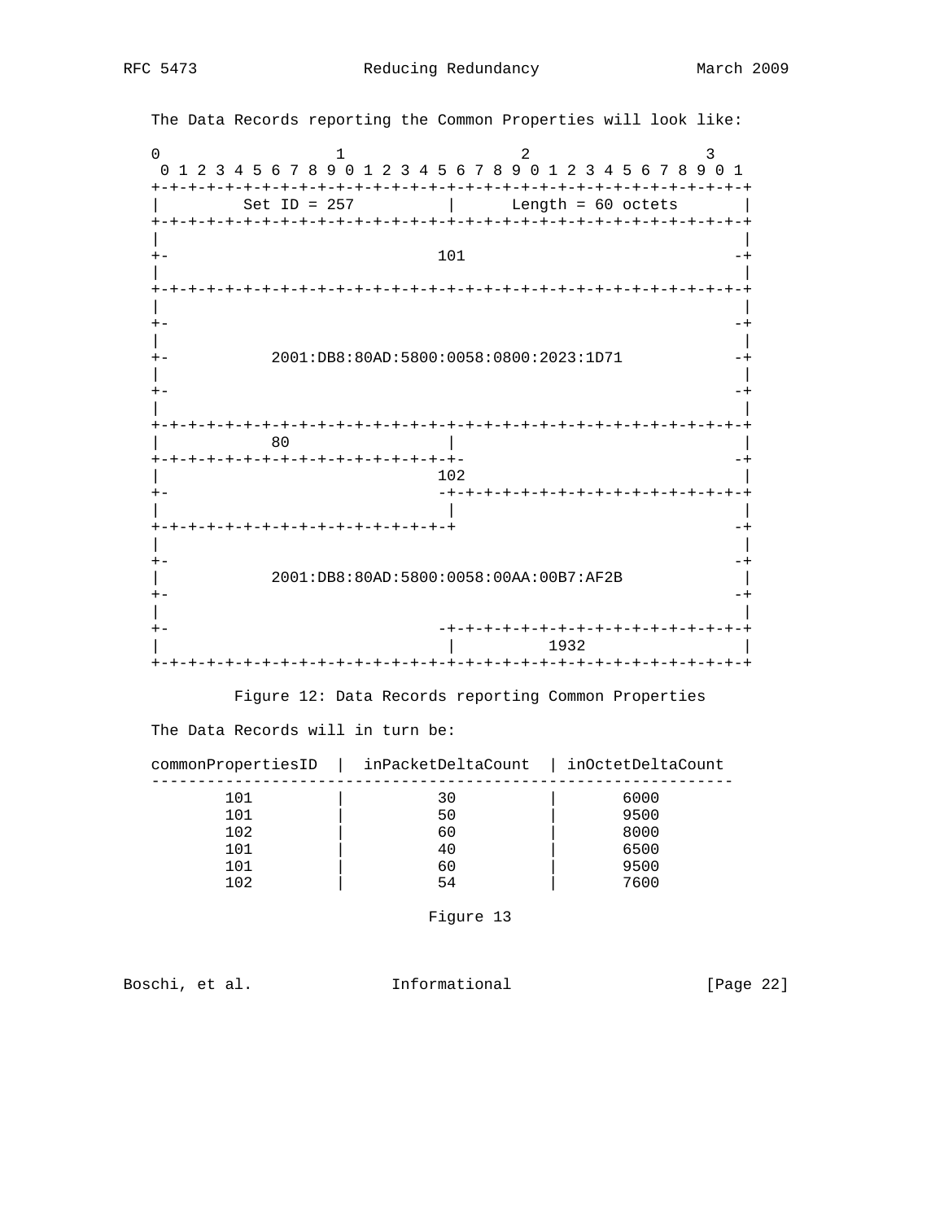The Data Records reporting the Common Properties will look like:

```
 0                   1                   2                   3
 0 1 2 3 4 5 6 7 8 9 0 1 2 3 4 5 6 7 8 9 0 1 2 3 4 5 6 7 8 9 0 1
+-+-+-+-+-+-+-+-+-+-+-+-+-+-+-+-+-+-+-+-+-+-+-+-+-+-+-+-+-+-+-+-+
|         Set ID = 257          |      Length = 60 octets       |
+-+-+-+-+-+-+-+-+-+-+-+-+-+-+-+-+-+-+-+-+-+-+-+-+-+-+-+-+-+-+-+-+
|                                                               |
+-                             101                             -+
|                                                               |
+-+-+-+-+-+-+-+-+-+-+-+-+-+-+-+-+-+-+-+-+-+-+-+-+-+-+-+-+-+-+-+-+
|                                                               |
+-                                                             -+
|                                                               |
+-          2001:DB8:80AD:5800:0058:0800:2023:1D71             -+
|                                                               |
+-                                                             -+
|                                                               |
+-+-+-+-+-+-+-+-+-+-+-+-+-+-+-+-+-+-+-+-+-+-+-+-+-+-+-+-+-+-+-+-+
|            80                 |                               |
+-+-+-+-+-+-+-+-+-+-+-+-+-+-+-+-+-                             -+
|                              102                              |
+-                              -+-+-+-+-+-+-+-+-+-+-+-+-+-+-+-+-+
|                               |                               |
+-+-+-+-+-+-+-+-+-+-+-+-+-+-+-+-+                              -+
|                                                               |
+-                                                             -+
|           2001:DB8:80AD:5800:0058:00AA:00B7:AF2B              |
+-                                                             -+
|                                                               |
+-                              -+-+-+-+-+-+-+-+-+-+-+-+-+-+-+-+-+
|                               |          1932                 |
+-+-+-+-+-+-+-+-+-+-+-+-+-+-+-+-+-+-+-+-+-+-+-+-+-+-+-+-+-+-+-+-+
```

Figure 12: Data Records reporting Common Properties

The Data Records will in turn be:

| commonPropertiesID | inPacketDeltaCount | inOctetDeltaCount |
|---|---|---|
| 101 | 30 | 6000 |
| 101 | 50 | 9500 |
| 102 | 60 | 8000 |
| 101 | 40 | 6500 |
| 101 | 60 | 9500 |
| 102 | 54 | 7600 |

Figure 13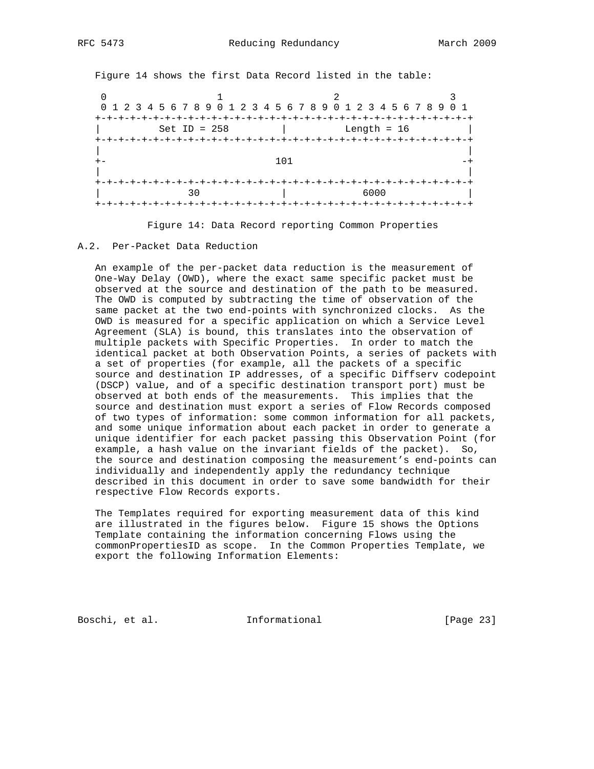Figure 14 shows the first Data Record listed in the table:

```
 0                   1                   2                   3
 0 1 2 3 4 5 6 7 8 9 0 1 2 3 4 5 6 7 8 9 0 1 2 3 4 5 6 7 8 9 0 1
+-+-+-+-+-+-+-+-+-+-+-+-+-+-+-+-+-+-+-+-+-+-+-+-+-+-+-+-+-+-+-+-+
|          Set ID = 258         |          Length = 16          |
+-+-+-+-+-+-+-+-+-+-+-+-+-+-+-+-+-+-+-+-+-+-+-+-+-+-+-+-+-+-+-+-+
|                                                               |
+-                              101                            -+
|                                                               |
+-+-+-+-+-+-+-+-+-+-+-+-+-+-+-+-+-+-+-+-+-+-+-+-+-+-+-+-+-+-+-+-+
|             30                |             6000              |
+-+-+-+-+-+-+-+-+-+-+-+-+-+-+-+-+-+-+-+-+-+-+-+-+-+-+-+-+-+-+-+-+
```

Figure 14: Data Record reporting Common Properties

## A.2. Per-Packet Data Reduction

An example of the per-packet data reduction is the measurement of One-Way Delay (OWD), where the exact same specific packet must be observed at the source and destination of the path to be measured. The OWD is computed by subtracting the time of observation of the same packet at the two end-points with synchronized clocks. As the OWD is measured for a specific application on which a Service Level Agreement (SLA) is bound, this translates into the observation of multiple packets with Specific Properties. In order to match the identical packet at both Observation Points, a series of packets with a set of properties (for example, all the packets of a specific source and destination IP addresses, of a specific Diffserv codepoint (DSCP) value, and of a specific destination transport port) must be observed at both ends of the measurements. This implies that the source and destination must export a series of Flow Records composed of two types of information: some common information for all packets, and some unique information about each packet in order to generate a unique identifier for each packet passing this Observation Point (for example, a hash value on the invariant fields of the packet). So, the source and destination composing the measurement's end-points can individually and independently apply the redundancy technique described in this document in order to save some bandwidth for their respective Flow Records exports.

The Templates required for exporting measurement data of this kind are illustrated in the figures below. Figure 15 shows the Options Template containing the information concerning Flows using the commonPropertiesID as scope. In the Common Properties Template, we export the following Information Elements: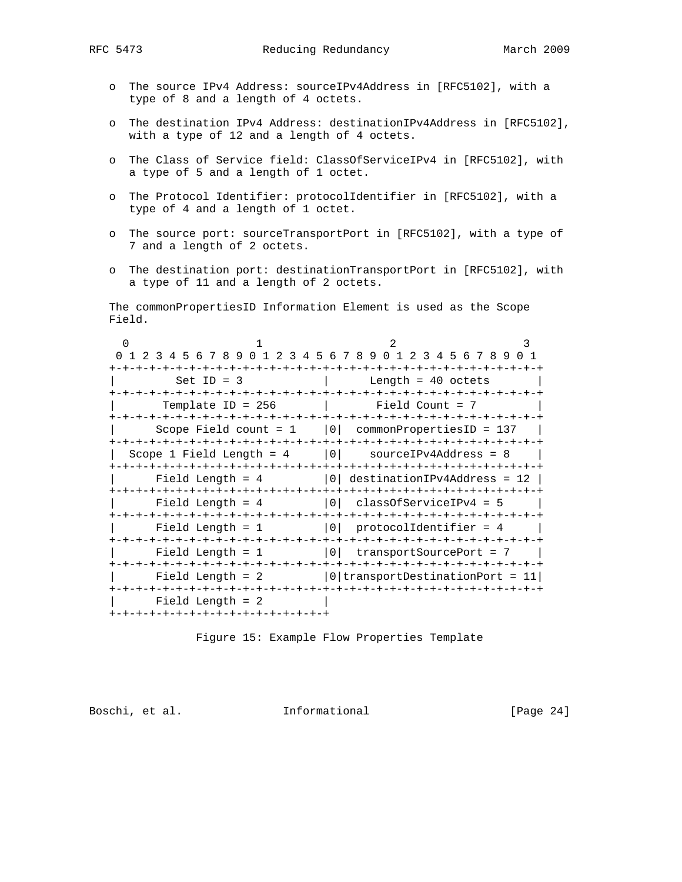- The source IPv4 Address: sourceIPv4Address in [RFC5102], with a type of 8 and a length of 4 octets.

- The destination IPv4 Address: destinationIPv4Address in [RFC5102], with a type of 12 and a length of 4 octets.

- The Class of Service field: ClassOfServiceIPv4 in [RFC5102], with a type of 5 and a length of 1 octet.

- The Protocol Identifier: protocolIdentifier in [RFC5102], with a type of 4 and a length of 1 octet.

- The source port: sourceTransportPort in [RFC5102], with a type of 7 and a length of 2 octets.

- The destination port: destinationTransportPort in [RFC5102], with a type of 11 and a length of 2 octets.

The commonPropertiesID Information Element is used as the Scope Field.

```
  0                   1                   2                   3
  0 1 2 3 4 5 6 7 8 9 0 1 2 3 4 5 6 7 8 9 0 1 2 3 4 5 6 7 8 9 0 1
 +-+-+-+-+-+-+-+-+-+-+-+-+-+-+-+-+-+-+-+-+-+-+-+-+-+-+-+-+-+-+-+-+
 |         Set ID = 3            |      Length = 40 octets       |
 +-+-+-+-+-+-+-+-+-+-+-+-+-+-+-+-+-+-+-+-+-+-+-+-+-+-+-+-+-+-+-+-+
 |       Template ID = 256       |       Field Count = 7         |
 +-+-+-+-+-+-+-+-+-+-+-+-+-+-+-+-+-+-+-+-+-+-+-+-+-+-+-+-+-+-+-+-+
 |      Scope Field count = 1    |0|  commonPropertiesID = 137   |
 +-+-+-+-+-+-+-+-+-+-+-+-+-+-+-+-+-+-+-+-+-+-+-+-+-+-+-+-+-+-+-+-+
 |  Scope 1 Field Length = 4     |0|    sourceIPv4Address = 8    |
 +-+-+-+-+-+-+-+-+-+-+-+-+-+-+-+-+-+-+-+-+-+-+-+-+-+-+-+-+-+-+-+-+
 |      Field Length = 4         |0| destinationIPv4Address = 12 |
 +-+-+-+-+-+-+-+-+-+-+-+-+-+-+-+-+-+-+-+-+-+-+-+-+-+-+-+-+-+-+-+-+
 |      Field Length = 4         |0|  classOfServiceIPv4 = 5     |
 +-+-+-+-+-+-+-+-+-+-+-+-+-+-+-+-+-+-+-+-+-+-+-+-+-+-+-+-+-+-+-+-+
 |      Field Length = 1         |0|  protocolIdentifier = 4     |
 +-+-+-+-+-+-+-+-+-+-+-+-+-+-+-+-+-+-+-+-+-+-+-+-+-+-+-+-+-+-+-+-+
 |      Field Length = 1         |0|  transportSourcePort = 7    |
 +-+-+-+-+-+-+-+-+-+-+-+-+-+-+-+-+-+-+-+-+-+-+-+-+-+-+-+-+-+-+-+-+
 |      Field Length = 2         |0|transportDestinationPort = 11|
 +-+-+-+-+-+-+-+-+-+-+-+-+-+-+-+-+-+-+-+-+-+-+-+-+-+-+-+-+-+-+-+-+
 |      Field Length = 2         |
 +-+-+-+-+-+-+-+-+-+-+-+-+-+-+-+-+
```

Figure 15: Example Flow Properties Template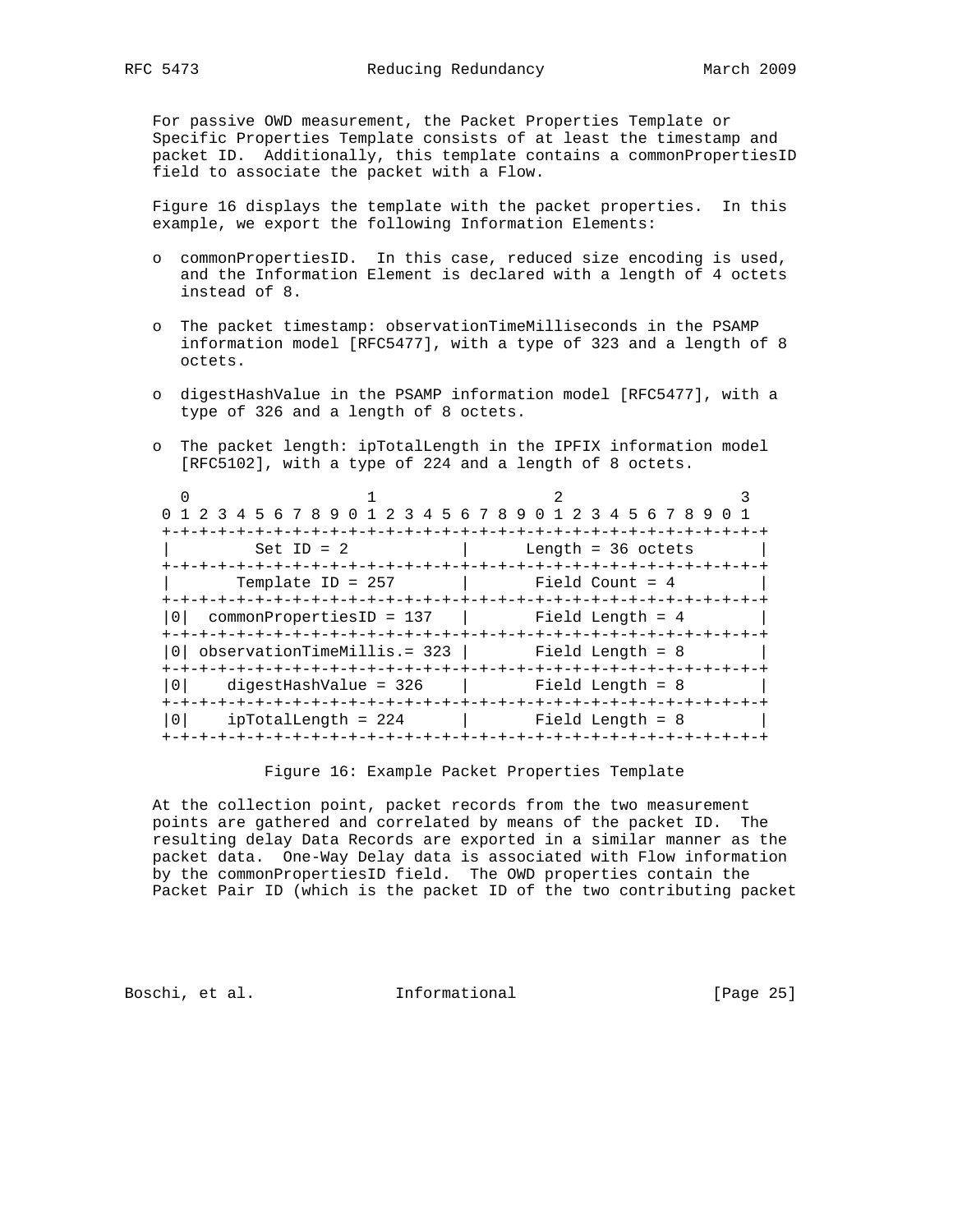For passive OWD measurement, the Packet Properties Template or Specific Properties Template consists of at least the timestamp and packet ID. Additionally, this template contains a commonPropertiesID field to associate the packet with a Flow.

Figure 16 displays the template with the packet properties. In this example, we export the following Information Elements:

- commonPropertiesID. In this case, reduced size encoding is used, and the Information Element is declared with a length of 4 octets instead of 8.
- The packet timestamp: observationTimeMilliseconds in the PSAMP information model [RFC5477], with a type of 323 and a length of 8 octets.
- digestHashValue in the PSAMP information model [RFC5477], with a type of 326 and a length of 8 octets.
- The packet length: ipTotalLength in the IPFIX information model [RFC5102], with a type of 224 and a length of 8 octets.

```
  0                   1                   2                   3
 0 1 2 3 4 5 6 7 8 9 0 1 2 3 4 5 6 7 8 9 0 1 2 3 4 5 6 7 8 9 0 1
 +-+-+-+-+-+-+-+-+-+-+-+-+-+-+-+-+-+-+-+-+-+-+-+-+-+-+-+-+-+-+-+-+
 |         Set ID = 2            |      Length = 36 octets       |
 +-+-+-+-+-+-+-+-+-+-+-+-+-+-+-+-+-+-+-+-+-+-+-+-+-+-+-+-+-+-+-+-+
 |       Template ID = 257       |       Field Count = 4         |
 +-+-+-+-+-+-+-+-+-+-+-+-+-+-+-+-+-+-+-+-+-+-+-+-+-+-+-+-+-+-+-+-+
 |0|  commonPropertiesID = 137   |       Field Length = 4        |
 +-+-+-+-+-+-+-+-+-+-+-+-+-+-+-+-+-+-+-+-+-+-+-+-+-+-+-+-+-+-+-+-+
 |0| observationTimeMillis.= 323 |       Field Length = 8        |
 +-+-+-+-+-+-+-+-+-+-+-+-+-+-+-+-+-+-+-+-+-+-+-+-+-+-+-+-+-+-+-+-+
 |0|    digestHashValue = 326    |       Field Length = 8        |
 +-+-+-+-+-+-+-+-+-+-+-+-+-+-+-+-+-+-+-+-+-+-+-+-+-+-+-+-+-+-+-+-+
 |0|    ipTotalLength = 224      |       Field Length = 8        |
 +-+-+-+-+-+-+-+-+-+-+-+-+-+-+-+-+-+-+-+-+-+-+-+-+-+-+-+-+-+-+-+-+
```

Figure 16: Example Packet Properties Template

At the collection point, packet records from the two measurement points are gathered and correlated by means of the packet ID. The resulting delay Data Records are exported in a similar manner as the packet data. One-Way Delay data is associated with Flow information by the commonPropertiesID field. The OWD properties contain the Packet Pair ID (which is the packet ID of the two contributing packet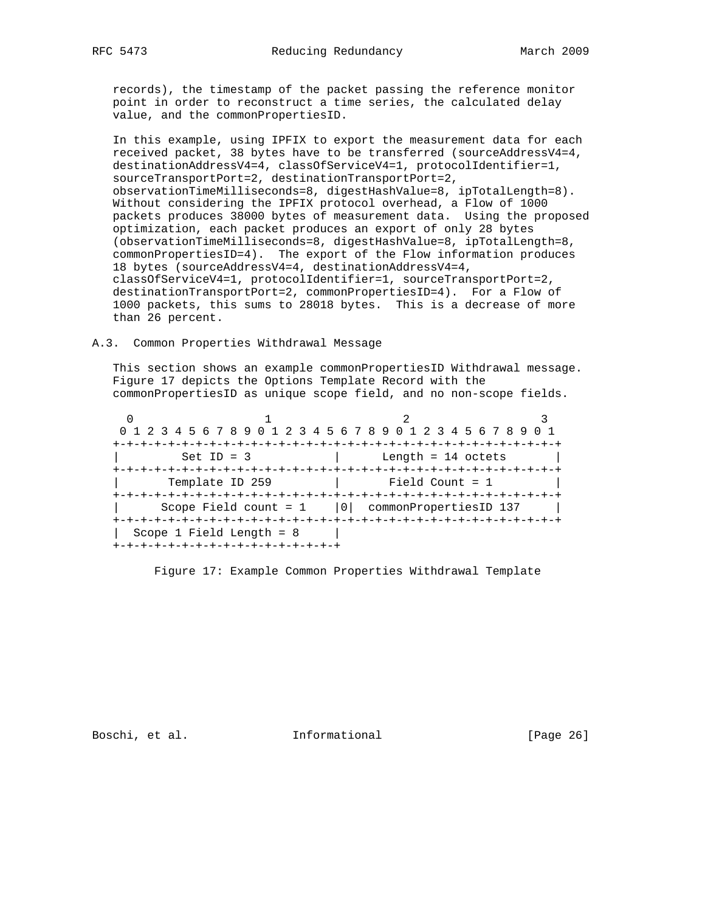records), the timestamp of the packet passing the reference monitor point in order to reconstruct a time series, the calculated delay value, and the commonPropertiesID.

In this example, using IPFIX to export the measurement data for each received packet, 38 bytes have to be transferred (sourceAddressV4=4, destinationAddressV4=4, classOfServiceV4=1, protocolIdentifier=1, sourceTransportPort=2, destinationTransportPort=2, observationTimeMilliseconds=8, digestHashValue=8, ipTotalLength=8). Without considering the IPFIX protocol overhead, a Flow of 1000 packets produces 38000 bytes of measurement data. Using the proposed optimization, each packet produces an export of only 28 bytes (observationTimeMilliseconds=8, digestHashValue=8, ipTotalLength=8, commonPropertiesID=4). The export of the Flow information produces 18 bytes (sourceAddressV4=4, destinationAddressV4=4, classOfServiceV4=1, protocolIdentifier=1, sourceTransportPort=2, destinationTransportPort=2, commonPropertiesID=4). For a Flow of 1000 packets, this sums to 28018 bytes. This is a decrease of more than 26 percent.

## A.3. Common Properties Withdrawal Message

This section shows an example commonPropertiesID Withdrawal message. Figure 17 depicts the Options Template Record with the commonPropertiesID as unique scope field, and no non-scope fields.

```
  0                   1                   2                   3
  0 1 2 3 4 5 6 7 8 9 0 1 2 3 4 5 6 7 8 9 0 1 2 3 4 5 6 7 8 9 0 1
 +-+-+-+-+-+-+-+-+-+-+-+-+-+-+-+-+-+-+-+-+-+-+-+-+-+-+-+-+-+-+-+-+
 |         Set ID = 3            |      Length = 14 octets       |
 +-+-+-+-+-+-+-+-+-+-+-+-+-+-+-+-+-+-+-+-+-+-+-+-+-+-+-+-+-+-+-+-+
 |       Template ID 259         |       Field Count = 1         |
 +-+-+-+-+-+-+-+-+-+-+-+-+-+-+-+-+-+-+-+-+-+-+-+-+-+-+-+-+-+-+-+-+
 |      Scope Field count = 1    |0|  commonPropertiesID 137     |
 +-+-+-+-+-+-+-+-+-+-+-+-+-+-+-+-+-+-+-+-+-+-+-+-+-+-+-+-+-+-+-+-+
 |  Scope 1 Field Length = 8     |
 +-+-+-+-+-+-+-+-+-+-+-+-+-+-+-+-+
```

Figure 17: Example Common Properties Withdrawal Template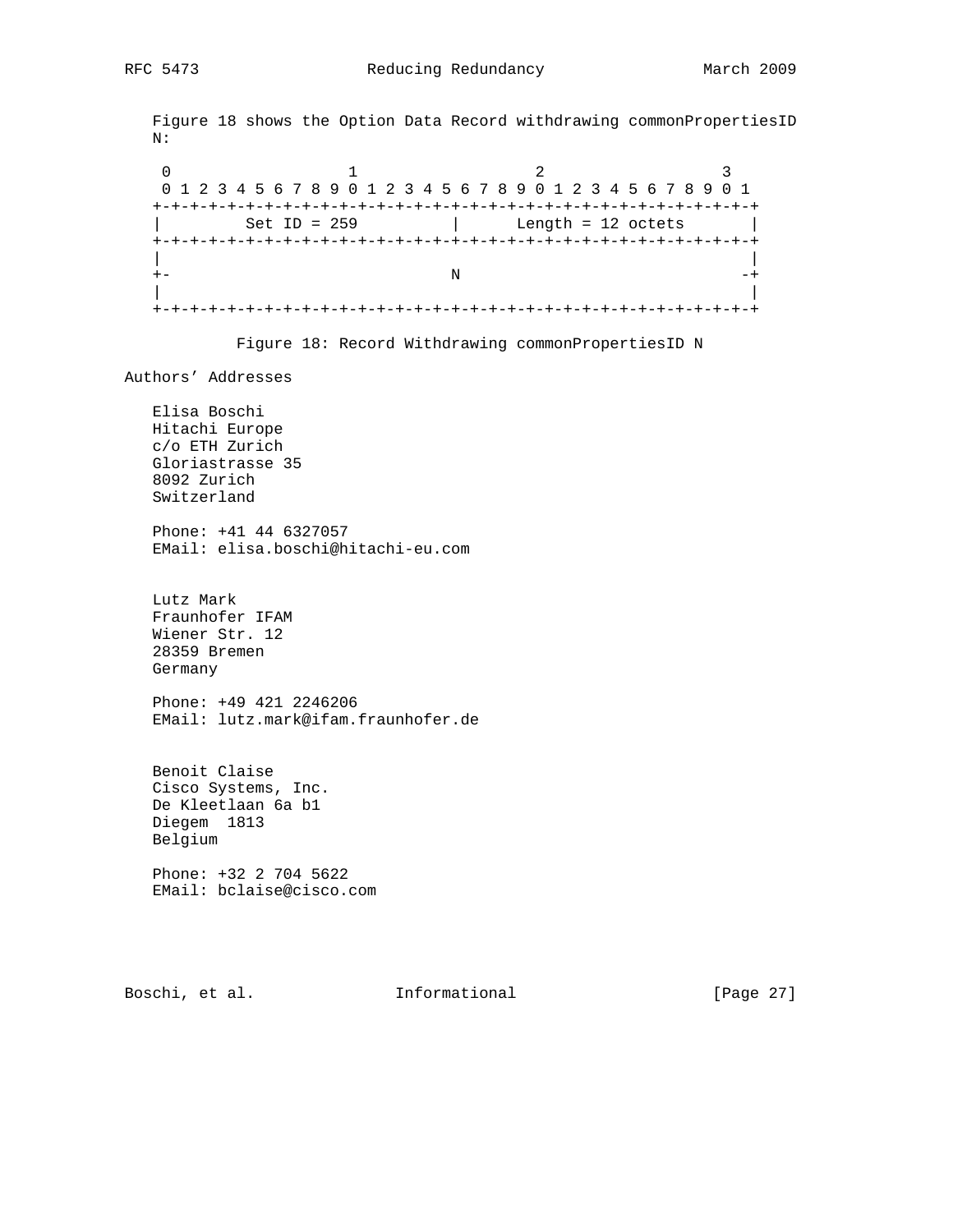Figure 18 shows the Option Data Record withdrawing commonPropertiesID N:

```
 0                   1                   2                   3
 0 1 2 3 4 5 6 7 8 9 0 1 2 3 4 5 6 7 8 9 0 1 2 3 4 5 6 7 8 9 0 1
+-+-+-+-+-+-+-+-+-+-+-+-+-+-+-+-+-+-+-+-+-+-+-+-+-+-+-+-+-+-+-+-+
|         Set ID = 259          |      Length = 12 octets       |
+-+-+-+-+-+-+-+-+-+-+-+-+-+-+-+-+-+-+-+-+-+-+-+-+-+-+-+-+-+-+-+-+
|                                                               |
+-                              N                              -+
|                                                               |
+-+-+-+-+-+-+-+-+-+-+-+-+-+-+-+-+-+-+-+-+-+-+-+-+-+-+-+-+-+-+-+-+
```

Figure 18: Record Withdrawing commonPropertiesID N

## Authors' Addresses

Elisa Boschi
Hitachi Europe
c/o ETH Zurich
Gloriastrasse 35
8092 Zurich
Switzerland

Phone: +41 44 6327057
EMail: elisa.boschi@hitachi-eu.com

Lutz Mark
Fraunhofer IFAM
Wiener Str. 12
28359 Bremen
Germany

Phone: +49 421 2246206
EMail: lutz.mark@ifam.fraunhofer.de

Benoit Claise
Cisco Systems, Inc.
De Kleetlaan 6a b1
Diegem  1813
Belgium

Phone: +32 2 704 5622
EMail: bclaise@cisco.com